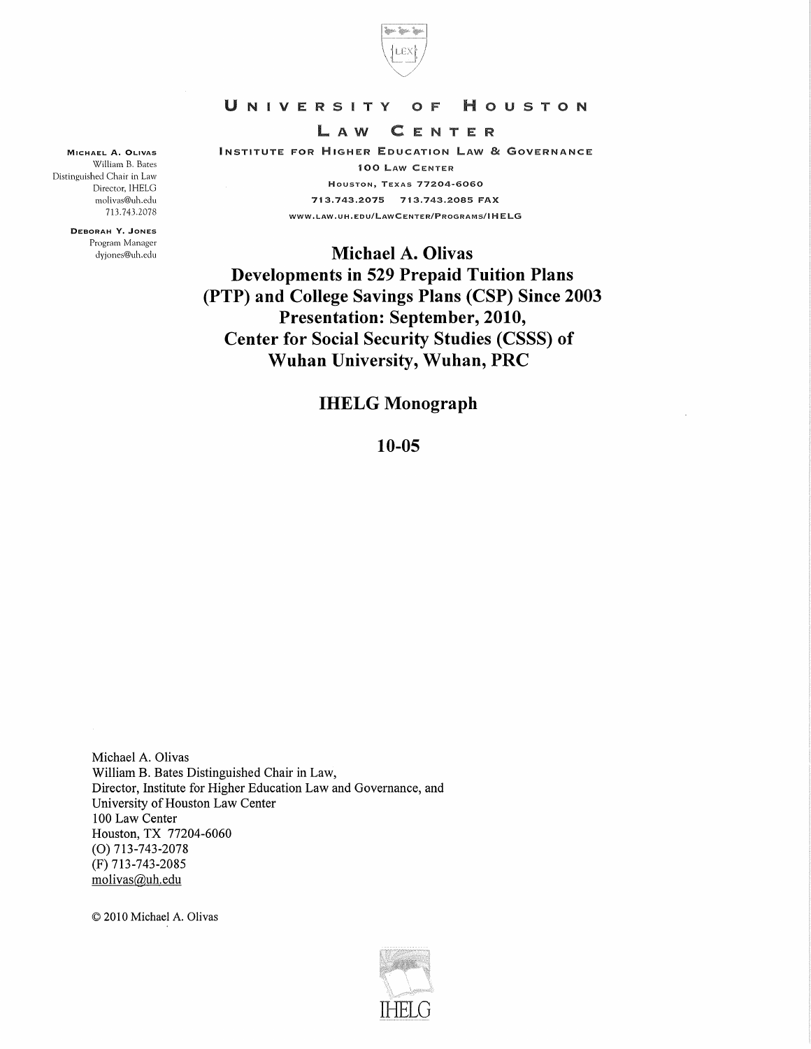UNIVERSITY OF HOUSTON

LAW CENTER

INSTITUTE FOR HIGHER EDUCATION LAW & GOVERNANCE

100 LAW CENTER

HOUSTON, TEXAS 77204-6060

713.743.2075 713.743.2085 FAX

WWW.LAW.UH.EDU/LAWCENTER/PROGRAMS/IHELG

**MICHAEL A. OLIVAS**
William B. Bates
Distinguished Chair in Law
Director, IHELG
molivas@uh.edu
713.743.2078

**DEBORAH Y. JONES**
Program Manager
dyjones@uh.edu

# Michael A. Olivas
# Developments in 529 Prepaid Tuition Plans (PTP) and College Savings Plans (CSP) Since 2003
# Presentation: September, 2010, Center for Social Security Studies (CSSS) of Wuhan University, Wuhan, PRC

## IHELG Monograph

## 10-05

Michael A. Olivas
William B. Bates Distinguished Chair in Law,
Director, Institute for Higher Education Law and Governance, and
University of Houston Law Center
100 Law Center
Houston, TX 77204-6060
(O) 713-743-2078
(F) 713-743-2085
molivas@uh.edu

© 2010 Michael A. Olivas

IHELG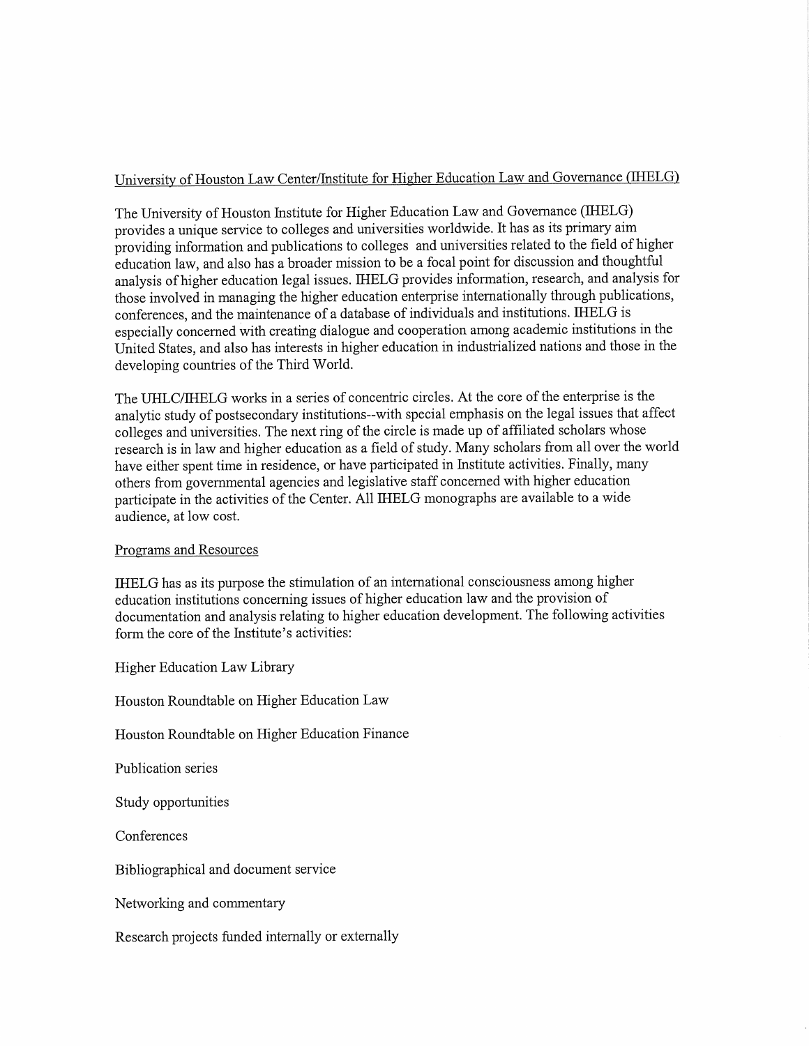University of Houston Law Center/Institute for Higher Education Law and Governance (IHELG)

The University of Houston Institute for Higher Education Law and Governance (IHELG) provides a unique service to colleges and universities worldwide. It has as its primary aim providing information and publications to colleges and universities related to the field of higher education law, and also has a broader mission to be a focal point for discussion and thoughtful analysis of higher education legal issues. IHELG provides information, research, and analysis for those involved in managing the higher education enterprise internationally through publications, conferences, and the maintenance of a database of individuals and institutions. IHELG is especially concerned with creating dialogue and cooperation among academic institutions in the United States, and also has interests in higher education in industrialized nations and those in the developing countries of the Third World.

The UHLC/IHELG works in a series of concentric circles. At the core of the enterprise is the analytic study of postsecondary institutions--with special emphasis on the legal issues that affect colleges and universities. The next ring of the circle is made up of affiliated scholars whose research is in law and higher education as a field of study. Many scholars from all over the world have either spent time in residence, or have participated in Institute activities. Finally, many others from governmental agencies and legislative staff concerned with higher education participate in the activities of the Center. All IHELG monographs are available to a wide audience, at low cost.

Programs and Resources

IHELG has as its purpose the stimulation of an international consciousness among higher education institutions concerning issues of higher education law and the provision of documentation and analysis relating to higher education development. The following activities form the core of the Institute's activities:

Higher Education Law Library

Houston Roundtable on Higher Education Law

Houston Roundtable on Higher Education Finance

Publication series

Study opportunities

Conferences

Bibliographical and document service

Networking and commentary

Research projects funded internally or externally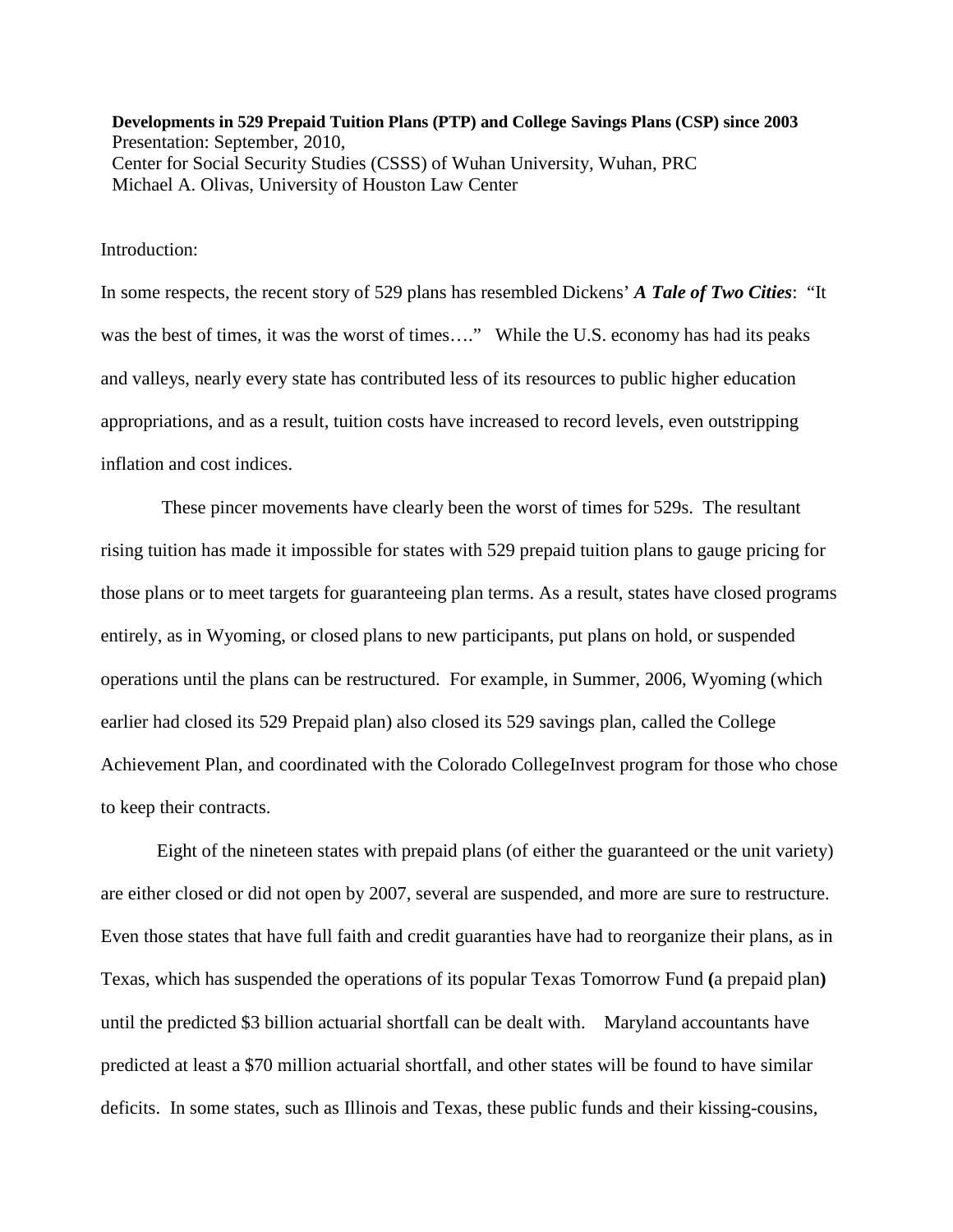**Developments in 529 Prepaid Tuition Plans (PTP) and College Savings Plans (CSP) since 2003**
Presentation: September, 2010,
Center for Social Security Studies (CSSS) of Wuhan University, Wuhan, PRC
Michael A. Olivas, University of Houston Law Center

Introduction:

In some respects, the recent story of 529 plans has resembled Dickens' ***A Tale of Two Cities***: "It was the best of times, it was the worst of times…." While the U.S. economy has had its peaks and valleys, nearly every state has contributed less of its resources to public higher education appropriations, and as a result, tuition costs have increased to record levels, even outstripping inflation and cost indices.

These pincer movements have clearly been the worst of times for 529s. The resultant rising tuition has made it impossible for states with 529 prepaid tuition plans to gauge pricing for those plans or to meet targets for guaranteeing plan terms. As a result, states have closed programs entirely, as in Wyoming, or closed plans to new participants, put plans on hold, or suspended operations until the plans can be restructured. For example, in Summer, 2006, Wyoming (which earlier had closed its 529 Prepaid plan) also closed its 529 savings plan, called the College Achievement Plan, and coordinated with the Colorado CollegeInvest program for those who chose to keep their contracts.

Eight of the nineteen states with prepaid plans (of either the guaranteed or the unit variety) are either closed or did not open by 2007, several are suspended, and more are sure to restructure. Even those states that have full faith and credit guaranties have had to reorganize their plans, as in Texas, which has suspended the operations of its popular Texas Tomorrow Fund **(**a prepaid plan**)** until the predicted $3 billion actuarial shortfall can be dealt with. Maryland accountants have predicted at least a $70 million actuarial shortfall, and other states will be found to have similar deficits. In some states, such as Illinois and Texas, these public funds and their kissing-cousins,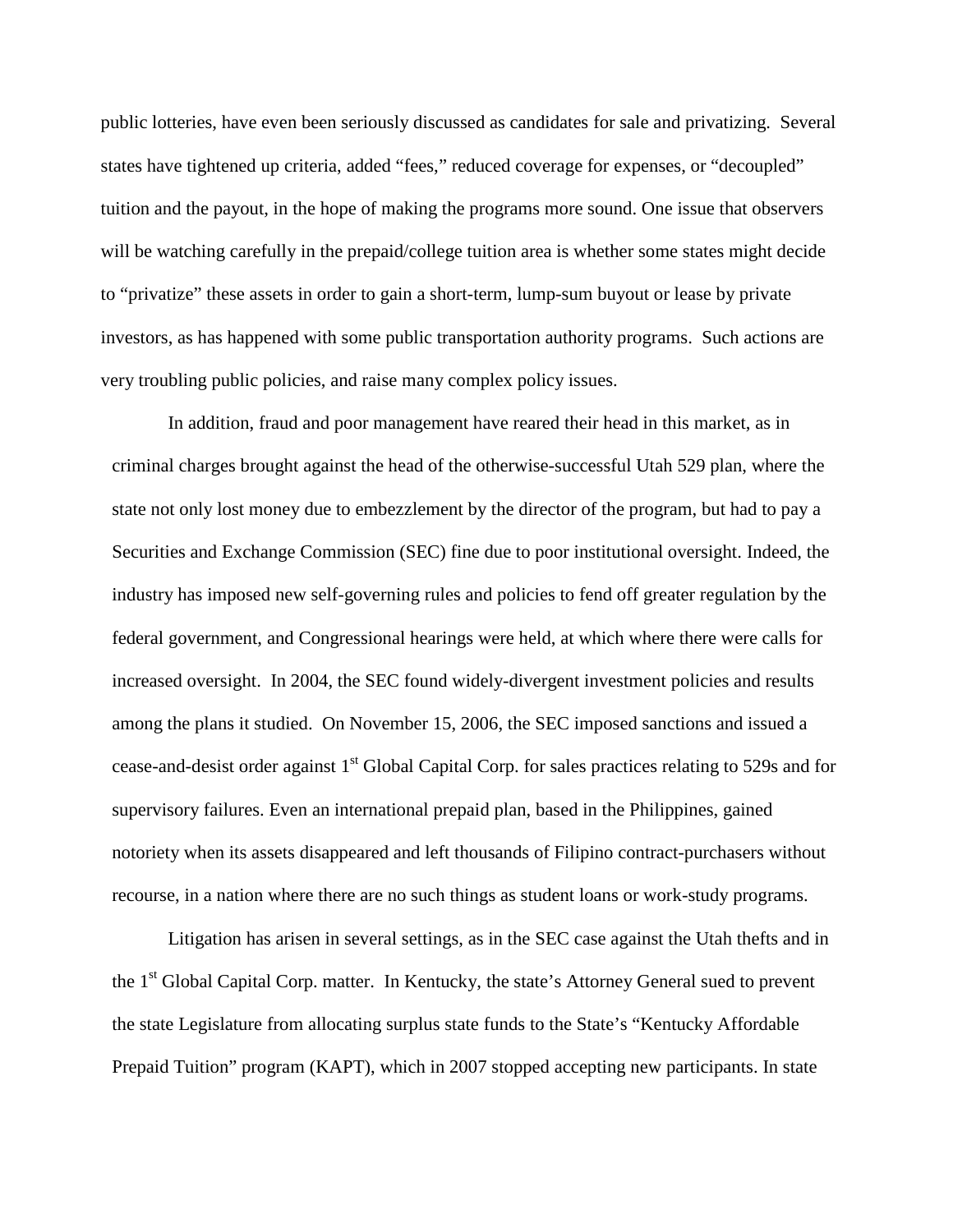public lotteries, have even been seriously discussed as candidates for sale and privatizing. Several states have tightened up criteria, added "fees," reduced coverage for expenses, or "decoupled" tuition and the payout, in the hope of making the programs more sound. One issue that observers will be watching carefully in the prepaid/college tuition area is whether some states might decide to "privatize" these assets in order to gain a short-term, lump-sum buyout or lease by private investors, as has happened with some public transportation authority programs. Such actions are very troubling public policies, and raise many complex policy issues.

In addition, fraud and poor management have reared their head in this market, as in criminal charges brought against the head of the otherwise-successful Utah 529 plan, where the state not only lost money due to embezzlement by the director of the program, but had to pay a Securities and Exchange Commission (SEC) fine due to poor institutional oversight. Indeed, the industry has imposed new self-governing rules and policies to fend off greater regulation by the federal government, and Congressional hearings were held, at which where there were calls for increased oversight. In 2004, the SEC found widely-divergent investment policies and results among the plans it studied. On November 15, 2006, the SEC imposed sanctions and issued a cease-and-desist order against 1st Global Capital Corp. for sales practices relating to 529s and for supervisory failures. Even an international prepaid plan, based in the Philippines, gained notoriety when its assets disappeared and left thousands of Filipino contract-purchasers without recourse, in a nation where there are no such things as student loans or work-study programs.

Litigation has arisen in several settings, as in the SEC case against the Utah thefts and in the 1st Global Capital Corp. matter. In Kentucky, the state's Attorney General sued to prevent the state Legislature from allocating surplus state funds to the State's "Kentucky Affordable Prepaid Tuition" program (KAPT), which in 2007 stopped accepting new participants. In state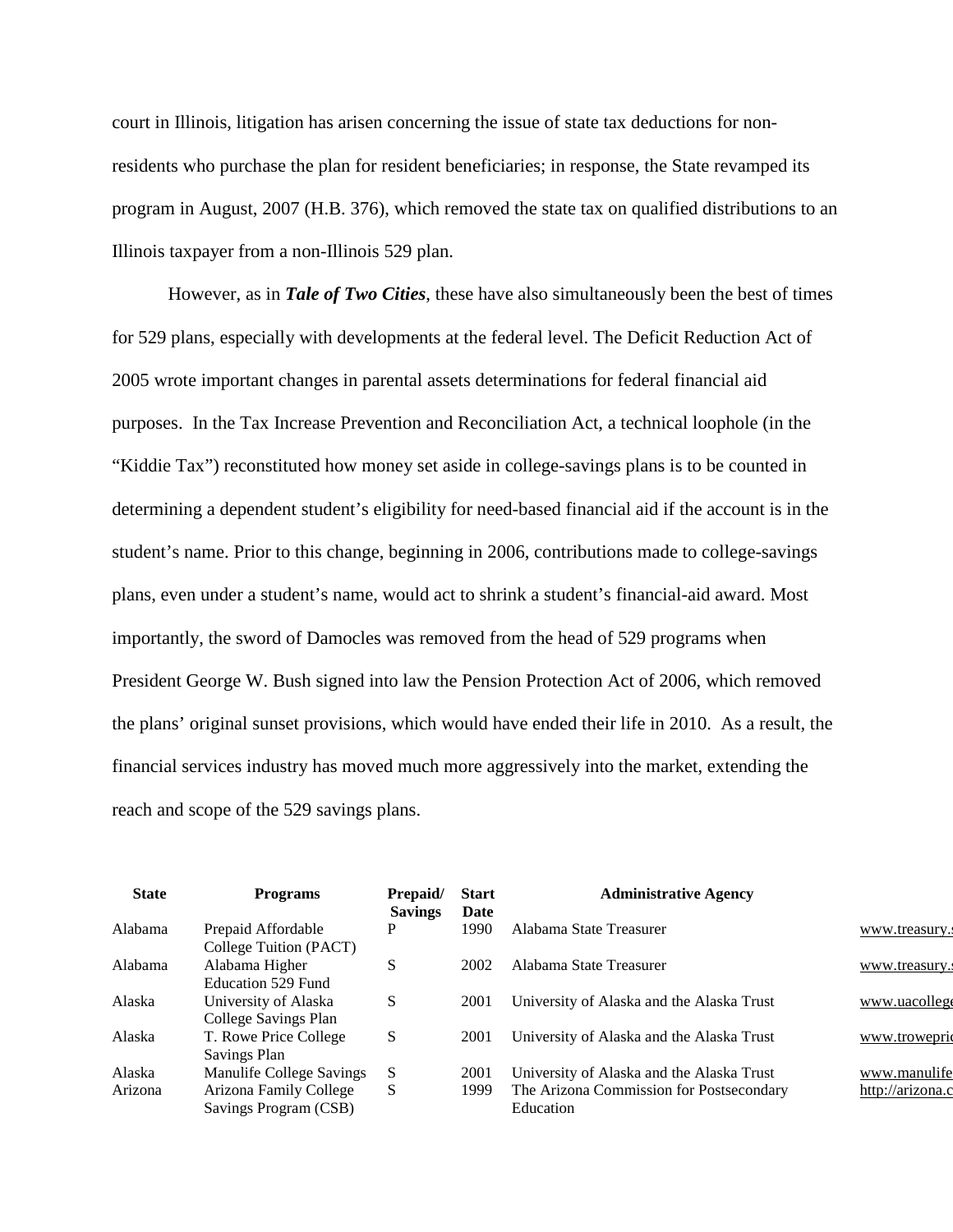court in Illinois, litigation has arisen concerning the issue of state tax deductions for non-residents who purchase the plan for resident beneficiaries; in response, the State revamped its program in August, 2007 (H.B. 376), which removed the state tax on qualified distributions to an Illinois taxpayer from a non-Illinois 529 plan.

However, as in ***Tale of Two Cities***, these have also simultaneously been the best of times for 529 plans, especially with developments at the federal level. The Deficit Reduction Act of 2005 wrote important changes in parental assets determinations for federal financial aid purposes. In the Tax Increase Prevention and Reconciliation Act, a technical loophole (in the "Kiddie Tax") reconstituted how money set aside in college-savings plans is to be counted in determining a dependent student's eligibility for need-based financial aid if the account is in the student's name. Prior to this change, beginning in 2006, contributions made to college-savings plans, even under a student's name, would act to shrink a student's financial-aid award. Most importantly, the sword of Damocles was removed from the head of 529 programs when President George W. Bush signed into law the Pension Protection Act of 2006, which removed the plans' original sunset provisions, which would have ended their life in 2010. As a result, the financial services industry has moved much more aggressively into the market, extending the reach and scope of the 529 savings plans.

| State | Programs | Prepaid/ Savings | Start Date | Administrative Agency | |
|---|---|---|---|---|---|
| Alabama | Prepaid Affordable College Tuition (PACT) | P | 1990 | Alabama State Treasurer | www.treasury.s |
| Alabama | Alabama Higher Education 529 Fund | S | 2002 | Alabama State Treasurer | www.treasury.s |
| Alaska | University of Alaska College Savings Plan | S | 2001 | University of Alaska and the Alaska Trust | www.uacollege |
| Alaska | T. Rowe Price College Savings Plan | S | 2001 | University of Alaska and the Alaska Trust | www.troweprio |
| Alaska | Manulife College Savings | S | 2001 | University of Alaska and the Alaska Trust | www.manulife |
| Arizona | Arizona Family College Savings Program (CSB) | S | 1999 | The Arizona Commission for Postsecondary Education | http://arizona.c |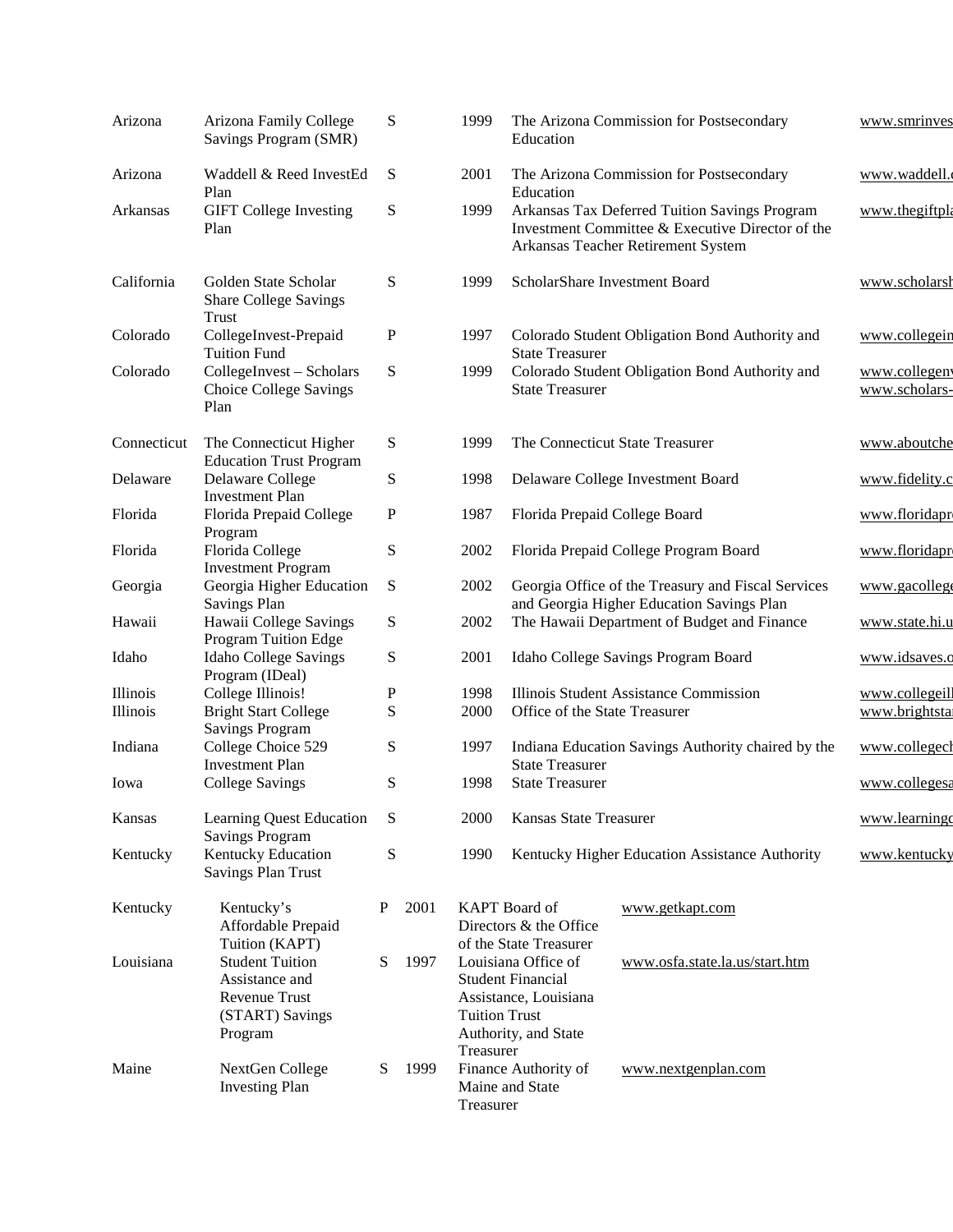| | | | | | |
|---|---|---|---|---|---|
| Arizona | Arizona Family College Savings Program (SMR) | S | 1999 | The Arizona Commission for Postsecondary Education | www.smrinves |
| Arizona | Waddell & Reed InvestEd Plan | S | 2001 | The Arizona Commission for Postsecondary Education | www.waddell. |
| Arkansas | GIFT College Investing Plan | S | 1999 | Arkansas Tax Deferred Tuition Savings Program Investment Committee & Executive Director of the Arkansas Teacher Retirement System | www.thegiftpl |
| California | Golden State Scholar Share College Savings Trust | S | 1999 | ScholarShare Investment Board | www.scholarsh |
| Colorado | CollegeInvest-Prepaid Tuition Fund | P | 1997 | Colorado Student Obligation Bond Authority and State Treasurer | www.collegein |
| Colorado | CollegeInvest – Scholars Choice College Savings Plan | S | 1999 | Colorado Student Obligation Bond Authority and State Treasurer | www.collegenv www.scholars- |
| Connecticut | The Connecticut Higher Education Trust Program | S | 1999 | The Connecticut State Treasurer | www.aboutche |
| Delaware | Delaware College Investment Plan | S | 1998 | Delaware College Investment Board | www.fidelity.c |
| Florida | Florida Prepaid College Program | P | 1987 | Florida Prepaid College Board | www.floridapr |
| Florida | Florida College Investment Program | S | 2002 | Florida Prepaid College Program Board | www.floridapr |
| Georgia | Georgia Higher Education Savings Plan | S | 2002 | Georgia Office of the Treasury and Fiscal Services and Georgia Higher Education Savings Plan | www.gacollege |
| Hawaii | Hawaii College Savings Program Tuition Edge | S | 2002 | The Hawaii Department of Budget and Finance | www.state.hi.u |
| Idaho | Idaho College Savings Program (IDeal) | S | 2001 | Idaho College Savings Program Board | www.idsaves.c |
| Illinois | College Illinois! | P | 1998 | Illinois Student Assistance Commission | www.collegeill |
| Illinois | Bright Start College Savings Program | S | 2000 | Office of the State Treasurer | www.brightsta |
| Indiana | College Choice 529 Investment Plan | S | 1997 | Indiana Education Savings Authority chaired by the State Treasurer | www.collegech |
| Iowa | College Savings | S | 1998 | State Treasurer | www.collegesa |
| Kansas | Learning Quest Education Savings Program | S | 2000 | Kansas State Treasurer | www.learningq |
| Kentucky | Kentucky Education Savings Plan Trust | S | 1990 | Kentucky Higher Education Assistance Authority | www.kentucky |
| Kentucky | Kentucky's Affordable Prepaid Tuition (KAPT) | P | 2001 | KAPT Board of Directors & the Office of the State Treasurer | www.getkapt.com |
| Louisiana | Student Tuition Assistance and Revenue Trust (START) Savings Program | S | 1997 | Louisiana Office of Student Financial Assistance, Louisiana Tuition Trust Authority, and State Treasurer | www.osfa.state.la.us/start.htm |
| Maine | NextGen College Investing Plan | S | 1999 | Finance Authority of Maine and State Treasurer | www.nextgenplan.com |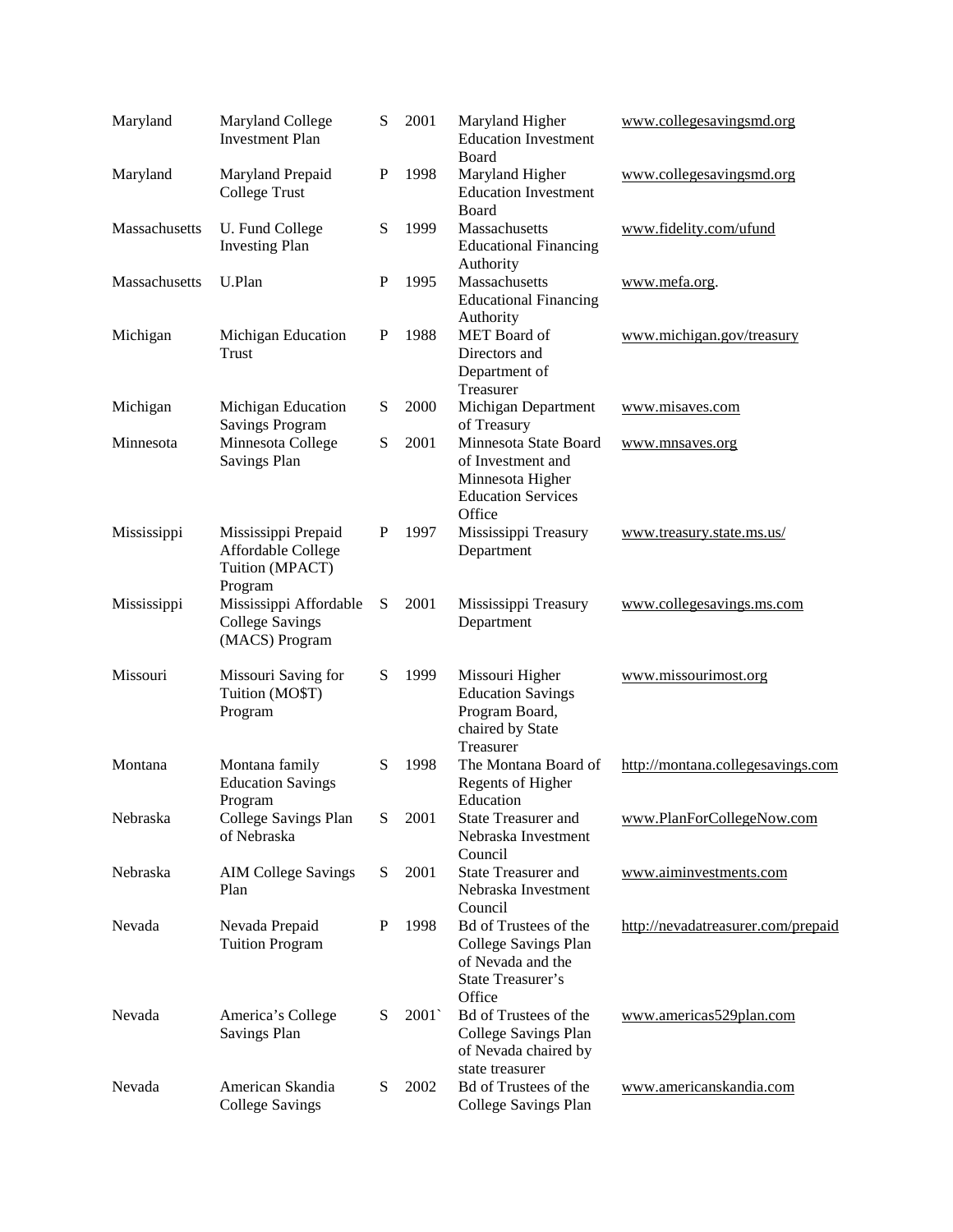| | | | | | |
|---|---|---|---|---|---|
| Maryland | Maryland College Investment Plan | S | 2001 | Maryland Higher Education Investment Board | www.collegesavingsmd.org |
| Maryland | Maryland Prepaid College Trust | P | 1998 | Maryland Higher Education Investment Board | www.collegesavingsmd.org |
| Massachusetts | U. Fund College Investing Plan | S | 1999 | Massachusetts Educational Financing Authority | www.fidelity.com/ufund |
| Massachusetts | U.Plan | P | 1995 | Massachusetts Educational Financing Authority | www.mefa.org. |
| Michigan | Michigan Education Trust | P | 1988 | MET Board of Directors and Department of Treasurer | www.michigan.gov/treasury |
| Michigan | Michigan Education Savings Program | S | 2000 | Michigan Department of Treasury | www.misaves.com |
| Minnesota | Minnesota College Savings Plan | S | 2001 | Minnesota State Board of Investment and Minnesota Higher Education Services Office | www.mnsaves.org |
| Mississippi | Mississippi Prepaid Affordable College Tuition (MPACT) Program | P | 1997 | Mississippi Treasury Department | www.treasury.state.ms.us/ |
| Mississippi | Mississippi Affordable College Savings (MACS) Program | S | 2001 | Mississippi Treasury Department | www.collegesavings.ms.com |
| Missouri | Missouri Saving for Tuition (MO$T) Program | S | 1999 | Missouri Higher Education Savings Program Board, chaired by State Treasurer | www.missourimost.org |
| Montana | Montana family Education Savings Program | S | 1998 | The Montana Board of Regents of Higher Education | http://montana.collegesavings.com |
| Nebraska | College Savings Plan of Nebraska | S | 2001 | State Treasurer and Nebraska Investment Council | www.PlanForCollegeNow.com |
| Nebraska | AIM College Savings Plan | S | 2001 | State Treasurer and Nebraska Investment Council | www.aiminvestments.com |
| Nevada | Nevada Prepaid Tuition Program | P | 1998 | Bd of Trustees of the College Savings Plan of Nevada and the State Treasurer's Office | http://nevadatreasurer.com/prepaid |
| Nevada | America's College Savings Plan | S | 2001` | Bd of Trustees of the College Savings Plan of Nevada chaired by state treasurer | www.americas529plan.com |
| Nevada | American Skandia College Savings | S | 2002 | Bd of Trustees of the College Savings Plan | www.americanskandia.com |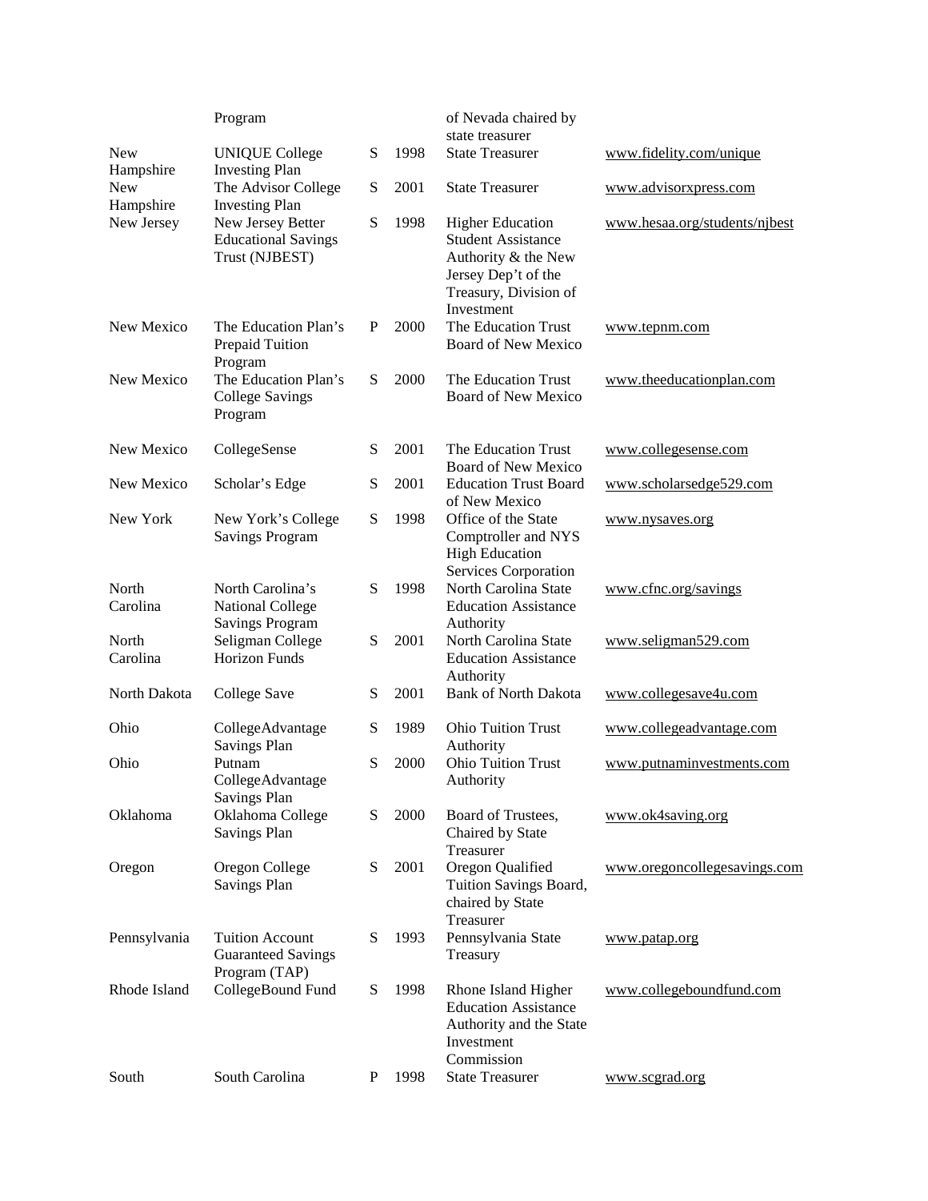| | | | | | |
|---|---|---|---|---|---|
| | Program | | | of Nevada chaired by state treasurer | |
| New Hampshire | UNIQUE College Investing Plan | S | 1998 | State Treasurer | www.fidelity.com/unique |
| New Hampshire | The Advisor College Investing Plan | S | 2001 | State Treasurer | www.advisorxpress.com |
| New Jersey | New Jersey Better Educational Savings Trust (NJBEST) | S | 1998 | Higher Education Student Assistance Authority & the New Jersey Dep't of the Treasury, Division of Investment | www.hesaa.org/students/njbest |
| New Mexico | The Education Plan's Prepaid Tuition Program | P | 2000 | The Education Trust Board of New Mexico | www.tepnm.com |
| New Mexico | The Education Plan's College Savings Program | S | 2000 | The Education Trust Board of New Mexico | www.theeducationplan.com |
| New Mexico | CollegeSense | S | 2001 | The Education Trust Board of New Mexico | www.collegesense.com |
| New Mexico | Scholar's Edge | S | 2001 | Education Trust Board of New Mexico | www.scholarsedge529.com |
| New York | New York's College Savings Program | S | 1998 | Office of the State Comptroller and NYS High Education Services Corporation | www.nysaves.org |
| North Carolina | North Carolina's National College Savings Program | S | 1998 | North Carolina State Education Assistance Authority | www.cfnc.org/savings |
| North Carolina | Seligman College Horizon Funds | S | 2001 | North Carolina State Education Assistance Authority | www.seligman529.com |
| North Dakota | College Save | S | 2001 | Bank of North Dakota | www.collegesave4u.com |
| Ohio | CollegeAdvantage Savings Plan | S | 1989 | Ohio Tuition Trust Authority | www.collegeadvantage.com |
| Ohio | Putnam CollegeAdvantage Savings Plan | S | 2000 | Ohio Tuition Trust Authority | www.putnaminvestments.com |
| Oklahoma | Oklahoma College Savings Plan | S | 2000 | Board of Trustees, Chaired by State Treasurer | www.ok4saving.org |
| Oregon | Oregon College Savings Plan | S | 2001 | Oregon Qualified Tuition Savings Board, chaired by State Treasurer | www.oregoncollegesavings.com |
| Pennsylvania | Tuition Account Guaranteed Savings Program (TAP) | S | 1993 | Pennsylvania State Treasury | www.patap.org |
| Rhode Island | CollegeBound Fund | S | 1998 | Rhone Island Higher Education Assistance Authority and the State Investment Commission | www.collegeboundfund.com |
| South | South Carolina | P | 1998 | State Treasurer | www.scgrad.org |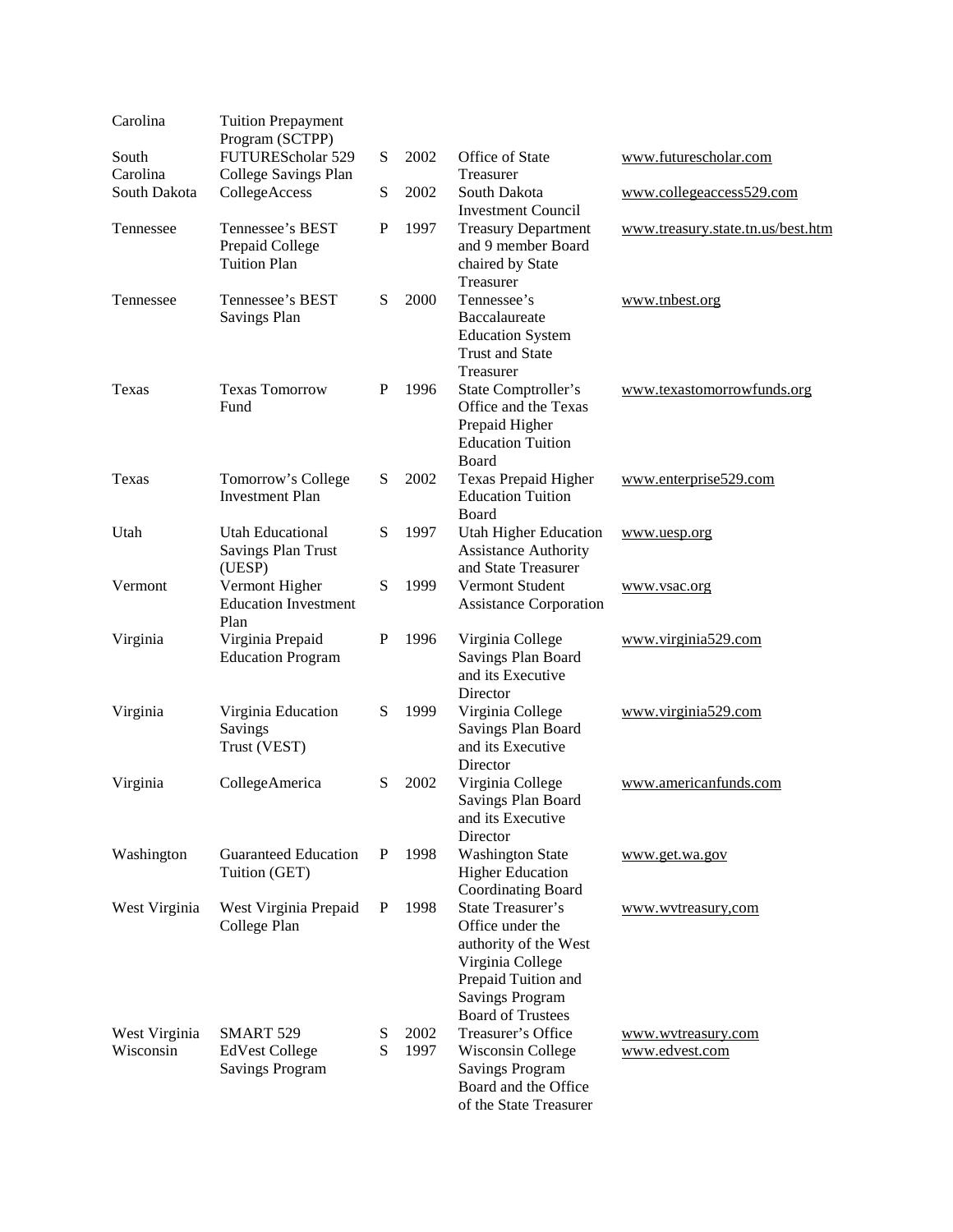| | | | | | |
|---|---|---|---|---|---|
| Carolina | Tuition Prepayment Program (SCTPP) | | | | |
| South Carolina | FUTUREScholar 529 College Savings Plan | S | 2002 | Office of State Treasurer | www.futurescholar.com |
| South Dakota | CollegeAccess | S | 2002 | South Dakota Investment Council | www.collegeaccess529.com |
| Tennessee | Tennessee's BEST Prepaid College Tuition Plan | P | 1997 | Treasury Department and 9 member Board chaired by State Treasurer | www.treasury.state.tn.us/best.htm |
| Tennessee | Tennessee's BEST Savings Plan | S | 2000 | Tennessee's Baccalaureate Education System Trust and State Treasurer | www.tnbest.org |
| Texas | Texas Tomorrow Fund | P | 1996 | State Comptroller's Office and the Texas Prepaid Higher Education Tuition Board | www.texastomorrowfunds.org |
| Texas | Tomorrow's College Investment Plan | S | 2002 | Texas Prepaid Higher Education Tuition Board | www.enterprise529.com |
| Utah | Utah Educational Savings Plan Trust (UESP) | S | 1997 | Utah Higher Education Assistance Authority and State Treasurer | www.uesp.org |
| Vermont | Vermont Higher Education Investment Plan | S | 1999 | Vermont Student Assistance Corporation | www.vsac.org |
| Virginia | Virginia Prepaid Education Program | P | 1996 | Virginia College Savings Plan Board and its Executive Director | www.virginia529.com |
| Virginia | Virginia Education Savings Trust (VEST) | S | 1999 | Virginia College Savings Plan Board and its Executive Director | www.virginia529.com |
| Virginia | CollegeAmerica | S | 2002 | Virginia College Savings Plan Board and its Executive Director | www.americanfunds.com |
| Washington | Guaranteed Education Tuition (GET) | P | 1998 | Washington State Higher Education Coordinating Board | www.get.wa.gov |
| West Virginia | West Virginia Prepaid College Plan | P | 1998 | State Treasurer's Office under the authority of the West Virginia College Prepaid Tuition and Savings Program Board of Trustees | www.wvtreasury,com |
| West Virginia | SMART 529 | S | 2002 | Treasurer's Office | www.wvtreasury.com |
| Wisconsin | EdVest College Savings Program | S | 1997 | Wisconsin College Savings Program Board and the Office of the State Treasurer | www.edvest.com |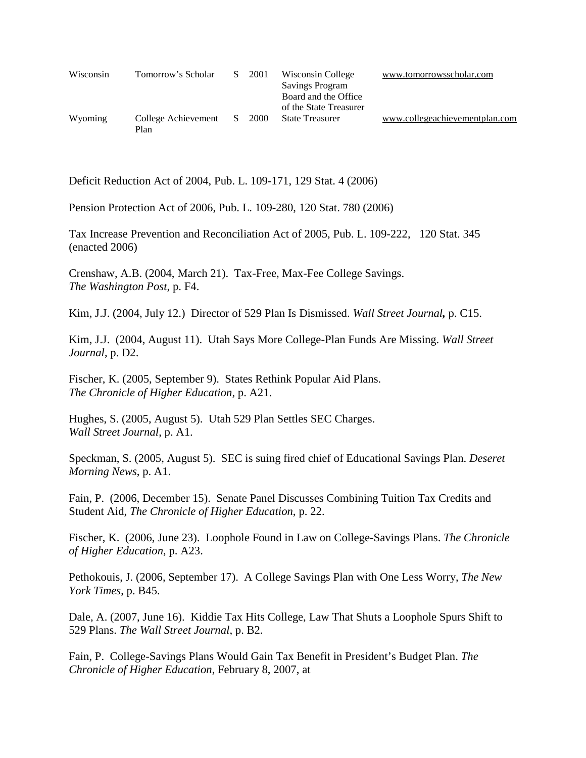| | | | | | |
|---|---|---|---|---|---|
| Wisconsin | Tomorrow's Scholar | S | 2001 | Wisconsin College Savings Program Board and the Office of the State Treasurer | www.tomorrowsscholar.com |
| Wyoming | College Achievement Plan | S | 2000 | State Treasurer | www.collegeachievementplan.com |

Deficit Reduction Act of 2004, Pub. L. 109-171, 129 Stat. 4 (2006)

Pension Protection Act of 2006, Pub. L. 109-280, 120 Stat. 780 (2006)

Tax Increase Prevention and Reconciliation Act of 2005, Pub. L. 109-222, 120 Stat. 345 (enacted 2006)

Crenshaw, A.B. (2004, March 21). Tax-Free, Max-Fee College Savings. *The Washington Post*, p. F4.

Kim, J.J. (2004, July 12.) Director of 529 Plan Is Dismissed. *Wall Street Journal***,** p. C15.

Kim, J.J. (2004, August 11). Utah Says More College-Plan Funds Are Missing. *Wall Street Journal*, p. D2.

Fischer, K. (2005, September 9). States Rethink Popular Aid Plans. *The Chronicle of Higher Education*, p. A21.

Hughes, S. (2005, August 5). Utah 529 Plan Settles SEC Charges. *Wall Street Journal*, p. A1.

Speckman, S. (2005, August 5). SEC is suing fired chief of Educational Savings Plan. *Deseret Morning News*, p. A1.

Fain, P. (2006, December 15). Senate Panel Discusses Combining Tuition Tax Credits and Student Aid, *The Chronicle of Higher Education*, p. 22.

Fischer, K. (2006, June 23). Loophole Found in Law on College-Savings Plans. *The Chronicle of Higher Education*, p. A23.

Pethokouis, J. (2006, September 17). A College Savings Plan with One Less Worry, *The New York Times*, p. B45.

Dale, A. (2007, June 16). Kiddie Tax Hits College, Law That Shuts a Loophole Spurs Shift to 529 Plans. *The Wall Street Journal*, p. B2.

Fain, P. College-Savings Plans Would Gain Tax Benefit in President's Budget Plan. *The Chronicle of Higher Education*, February 8, 2007, at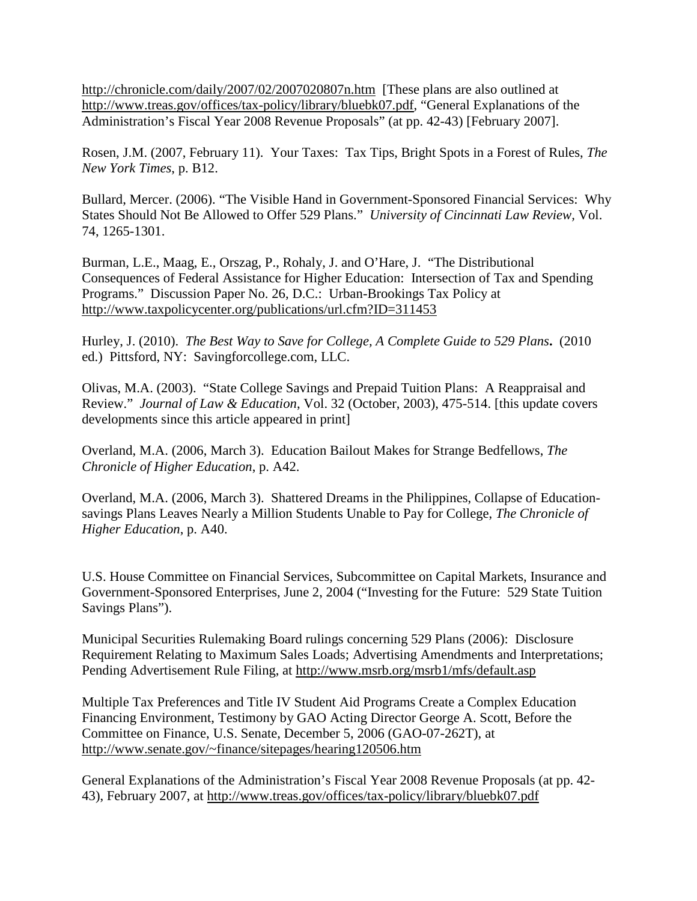http://chronicle.com/daily/2007/02/2007020807n.htm [These plans are also outlined at http://www.treas.gov/offices/tax-policy/library/bluebk07.pdf, "General Explanations of the Administration's Fiscal Year 2008 Revenue Proposals" (at pp. 42-43) [February 2007].

Rosen, J.M. (2007, February 11). Your Taxes: Tax Tips, Bright Spots in a Forest of Rules, *The New York Times*, p. B12.

Bullard, Mercer. (2006). "The Visible Hand in Government-Sponsored Financial Services: Why States Should Not Be Allowed to Offer 529 Plans." *University of Cincinnati Law Review*, Vol. 74, 1265-1301.

Burman, L.E., Maag, E., Orszag, P., Rohaly, J. and O'Hare, J. "The Distributional Consequences of Federal Assistance for Higher Education: Intersection of Tax and Spending Programs." Discussion Paper No. 26, D.C.: Urban-Brookings Tax Policy at http://www.taxpolicycenter.org/publications/url.cfm?ID=311453

Hurley, J. (2010). *The Best Way to Save for College, A Complete Guide to 529 Plans***.** (2010 ed.) Pittsford, NY: Savingforcollege.com, LLC.

Olivas, M.A. (2003). "State College Savings and Prepaid Tuition Plans: A Reappraisal and Review." *Journal of Law & Education*, Vol. 32 (October, 2003), 475-514. [this update covers developments since this article appeared in print]

Overland, M.A. (2006, March 3). Education Bailout Makes for Strange Bedfellows, *The Chronicle of Higher Education*, p. A42.

Overland, M.A. (2006, March 3). Shattered Dreams in the Philippines, Collapse of Education-savings Plans Leaves Nearly a Million Students Unable to Pay for College, *The Chronicle of Higher Education*, p. A40.

U.S. House Committee on Financial Services, Subcommittee on Capital Markets, Insurance and Government-Sponsored Enterprises, June 2, 2004 ("Investing for the Future: 529 State Tuition Savings Plans").

Municipal Securities Rulemaking Board rulings concerning 529 Plans (2006): Disclosure Requirement Relating to Maximum Sales Loads; Advertising Amendments and Interpretations; Pending Advertisement Rule Filing, at http://www.msrb.org/msrb1/mfs/default.asp

Multiple Tax Preferences and Title IV Student Aid Programs Create a Complex Education Financing Environment, Testimony by GAO Acting Director George A. Scott, Before the Committee on Finance, U.S. Senate, December 5, 2006 (GAO-07-262T), at http://www.senate.gov/~finance/sitepages/hearing120506.htm

General Explanations of the Administration's Fiscal Year 2008 Revenue Proposals (at pp. 42-43), February 2007, at http://www.treas.gov/offices/tax-policy/library/bluebk07.pdf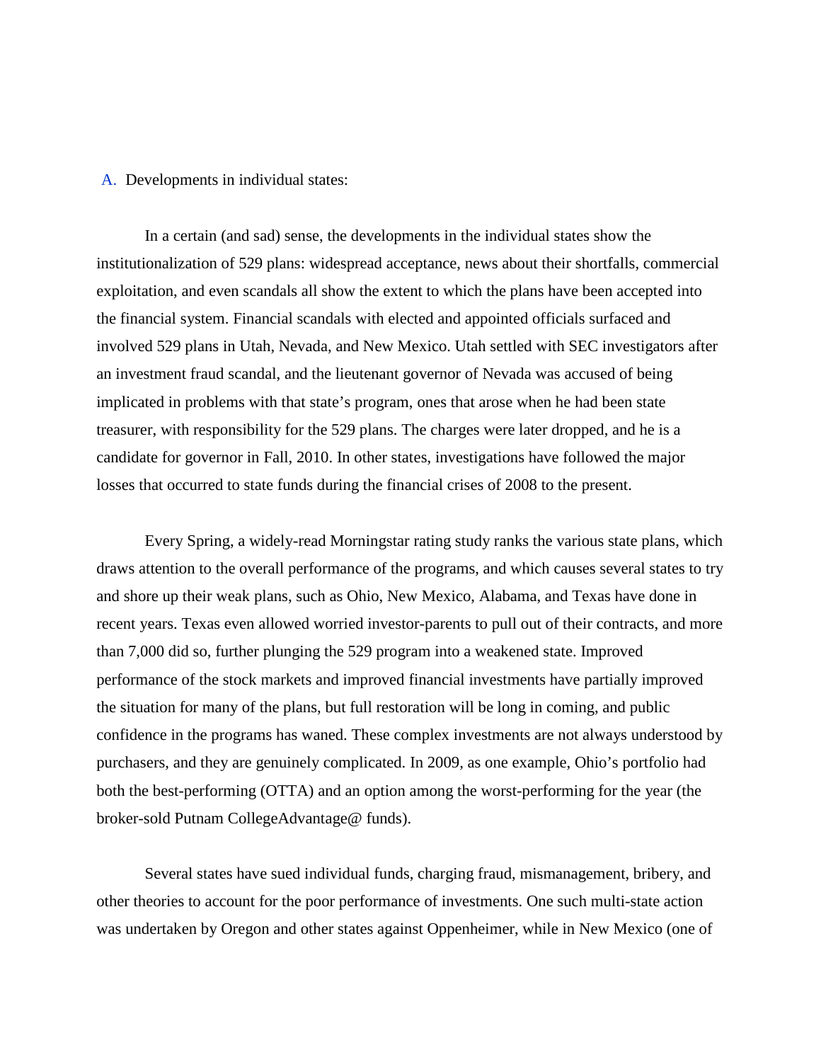A. Developments in individual states:

In a certain (and sad) sense, the developments in the individual states show the institutionalization of 529 plans: widespread acceptance, news about their shortfalls, commercial exploitation, and even scandals all show the extent to which the plans have been accepted into the financial system. Financial scandals with elected and appointed officials surfaced and involved 529 plans in Utah, Nevada, and New Mexico. Utah settled with SEC investigators after an investment fraud scandal, and the lieutenant governor of Nevada was accused of being implicated in problems with that state's program, ones that arose when he had been state treasurer, with responsibility for the 529 plans. The charges were later dropped, and he is a candidate for governor in Fall, 2010. In other states, investigations have followed the major losses that occurred to state funds during the financial crises of 2008 to the present.

Every Spring, a widely-read Morningstar rating study ranks the various state plans, which draws attention to the overall performance of the programs, and which causes several states to try and shore up their weak plans, such as Ohio, New Mexico, Alabama, and Texas have done in recent years. Texas even allowed worried investor-parents to pull out of their contracts, and more than 7,000 did so, further plunging the 529 program into a weakened state. Improved performance of the stock markets and improved financial investments have partially improved the situation for many of the plans, but full restoration will be long in coming, and public confidence in the programs has waned. These complex investments are not always understood by purchasers, and they are genuinely complicated. In 2009, as one example, Ohio's portfolio had both the best-performing (OTTA) and an option among the worst-performing for the year (the broker-sold Putnam CollegeAdvantage@ funds).

Several states have sued individual funds, charging fraud, mismanagement, bribery, and other theories to account for the poor performance of investments. One such multi-state action was undertaken by Oregon and other states against Oppenheimer, while in New Mexico (one of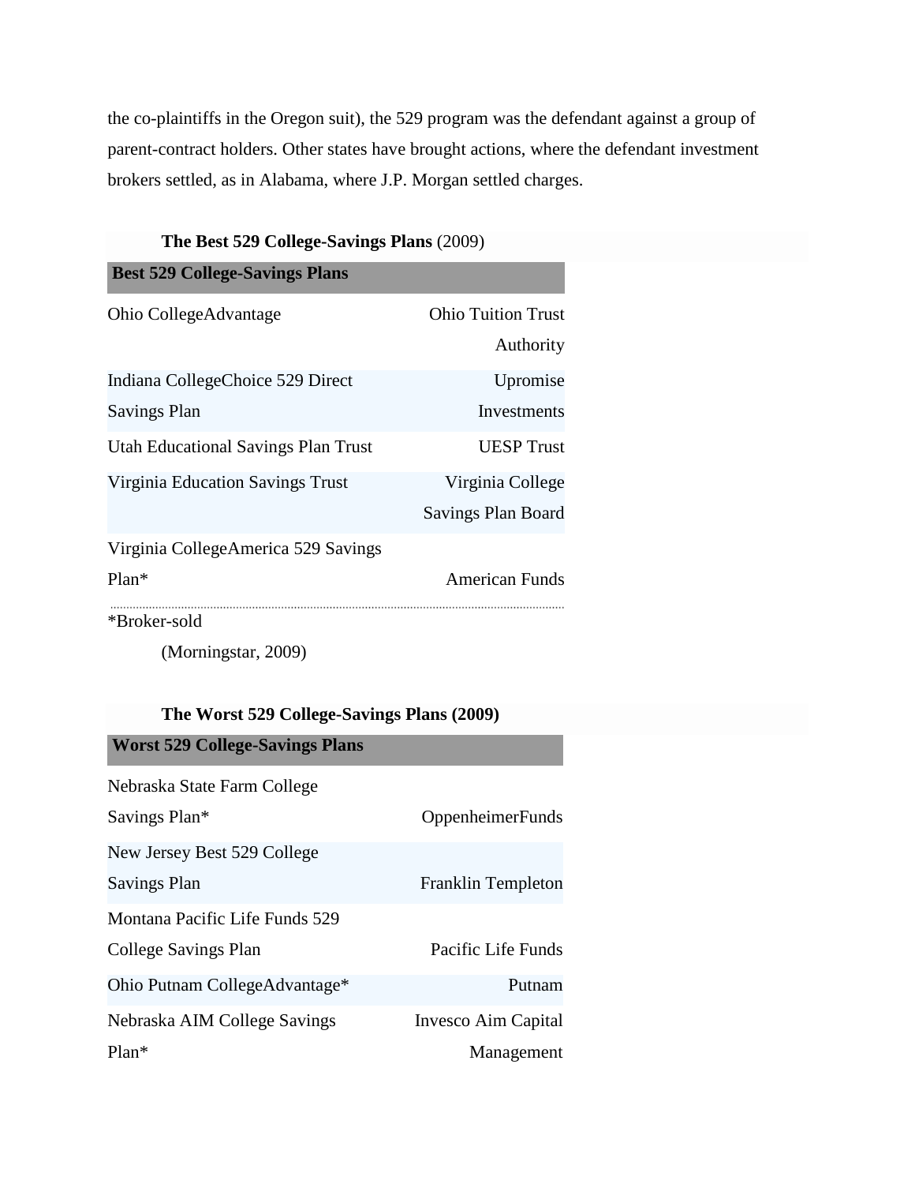the co-plaintiffs in the Oregon suit), the 529 program was the defendant against a group of parent-contract holders. Other states have brought actions, where the defendant investment brokers settled, as in Alabama, where J.P. Morgan settled charges.

**The Best 529 College-Savings Plans** (2009)

| **Best 529 College-Savings Plans** | |
|---|---|
| Ohio CollegeAdvantage | Ohio Tuition Trust Authority |
| Indiana CollegeChoice 529 Direct Savings Plan | Upromise Investments |
| Utah Educational Savings Plan Trust | UESP Trust |
| Virginia Education Savings Trust | Virginia College Savings Plan Board |
| Virginia CollegeAmerica 529 Savings Plan* | American Funds |

*Broker-sold

(Morningstar, 2009)

**The Worst 529 College-Savings Plans (2009)**

| **Worst 529 College-Savings Plans** | |
|---|---|
| Nebraska State Farm College Savings Plan* | OppenheimerFunds |
| New Jersey Best 529 College Savings Plan | Franklin Templeton |
| Montana Pacific Life Funds 529 College Savings Plan | Pacific Life Funds |
| Ohio Putnam CollegeAdvantage* | Putnam |
| Nebraska AIM College Savings Plan* | Invesco Aim Capital Management |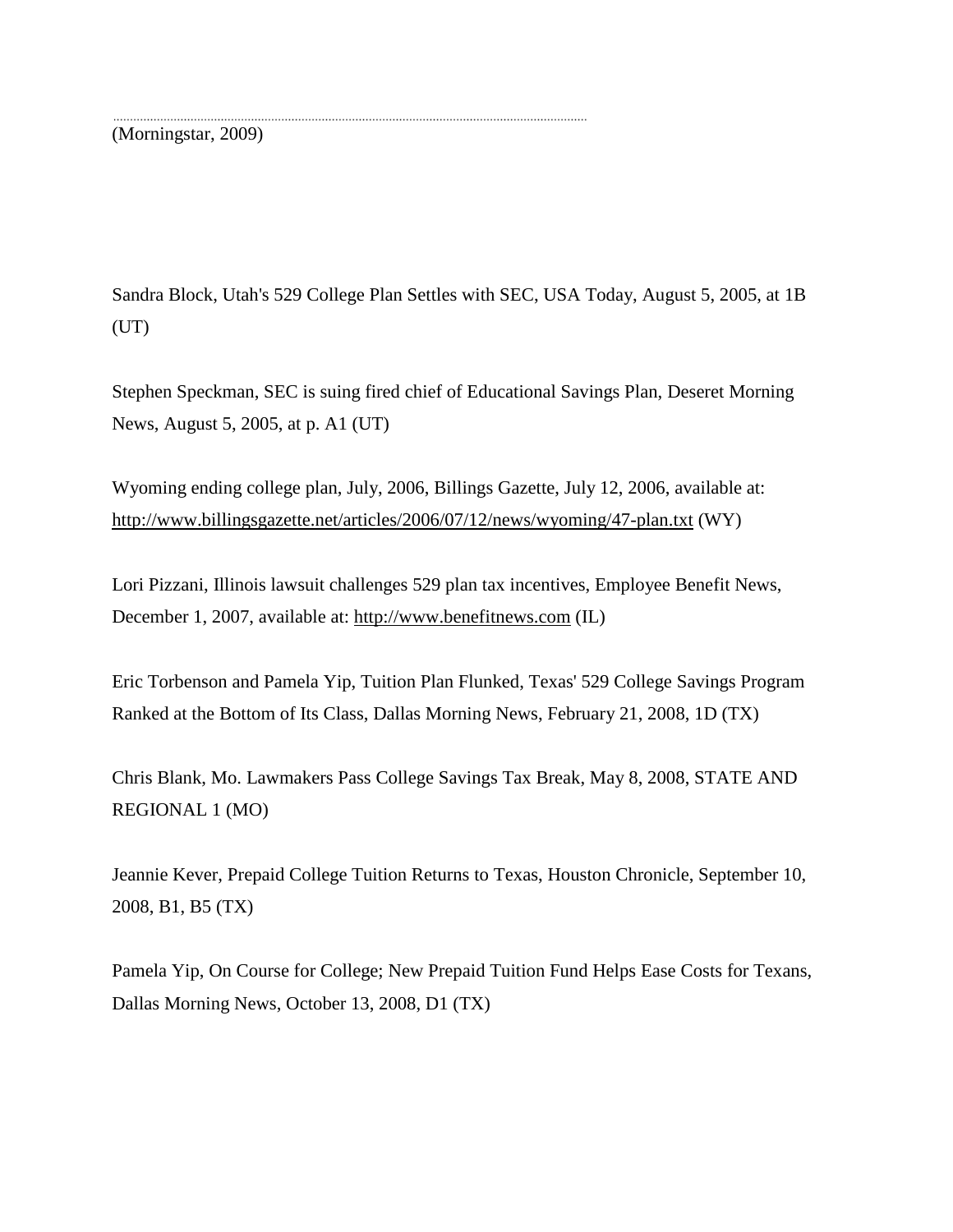(Morningstar, 2009)

Sandra Block, Utah's 529 College Plan Settles with SEC, USA Today, August 5, 2005, at 1B (UT)

Stephen Speckman, SEC is suing fired chief of Educational Savings Plan, Deseret Morning News, August 5, 2005, at p. A1 (UT)

Wyoming ending college plan, July, 2006, Billings Gazette, July 12, 2006, available at: http://www.billingsgazette.net/articles/2006/07/12/news/wyoming/47-plan.txt (WY)

Lori Pizzani, Illinois lawsuit challenges 529 plan tax incentives, Employee Benefit News, December 1, 2007, available at: http://www.benefitnews.com (IL)

Eric Torbenson and Pamela Yip, Tuition Plan Flunked, Texas' 529 College Savings Program Ranked at the Bottom of Its Class, Dallas Morning News, February 21, 2008, 1D (TX)

Chris Blank, Mo. Lawmakers Pass College Savings Tax Break, May 8, 2008, STATE AND REGIONAL 1 (MO)

Jeannie Kever, Prepaid College Tuition Returns to Texas, Houston Chronicle, September 10, 2008, B1, B5 (TX)

Pamela Yip, On Course for College; New Prepaid Tuition Fund Helps Ease Costs for Texans, Dallas Morning News, October 13, 2008, D1 (TX)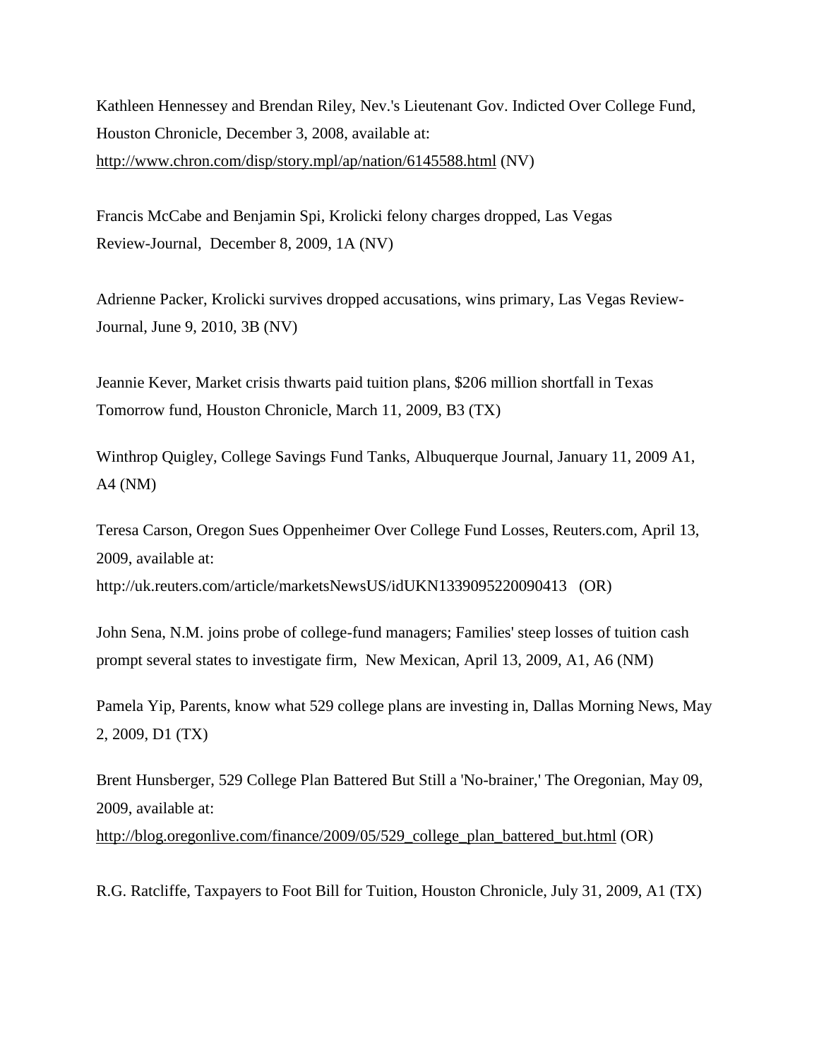Kathleen Hennessey and Brendan Riley, Nev.'s Lieutenant Gov. Indicted Over College Fund, Houston Chronicle, December 3, 2008, available at: http://www.chron.com/disp/story.mpl/ap/nation/6145588.html (NV)

Francis McCabe and Benjamin Spi, Krolicki felony charges dropped, Las Vegas Review-Journal, December 8, 2009, 1A (NV)

Adrienne Packer, Krolicki survives dropped accusations, wins primary, Las Vegas Review-Journal, June 9, 2010, 3B (NV)

Jeannie Kever, Market crisis thwarts paid tuition plans, $206 million shortfall in Texas Tomorrow fund, Houston Chronicle, March 11, 2009, B3 (TX)

Winthrop Quigley, College Savings Fund Tanks, Albuquerque Journal, January 11, 2009 A1, A4 (NM)

Teresa Carson, Oregon Sues Oppenheimer Over College Fund Losses, Reuters.com, April 13, 2009, available at: http://uk.reuters.com/article/marketsNewsUS/idUKN1339095220090413 (OR)

John Sena, N.M. joins probe of college-fund managers; Families' steep losses of tuition cash prompt several states to investigate firm, New Mexican, April 13, 2009, A1, A6 (NM)

Pamela Yip, Parents, know what 529 college plans are investing in, Dallas Morning News, May 2, 2009, D1 (TX)

Brent Hunsberger, 529 College Plan Battered But Still a 'No-brainer,' The Oregonian, May 09, 2009, available at: http://blog.oregonlive.com/finance/2009/05/529_college_plan_battered_but.html (OR)

R.G. Ratcliffe, Taxpayers to Foot Bill for Tuition, Houston Chronicle, July 31, 2009, A1 (TX)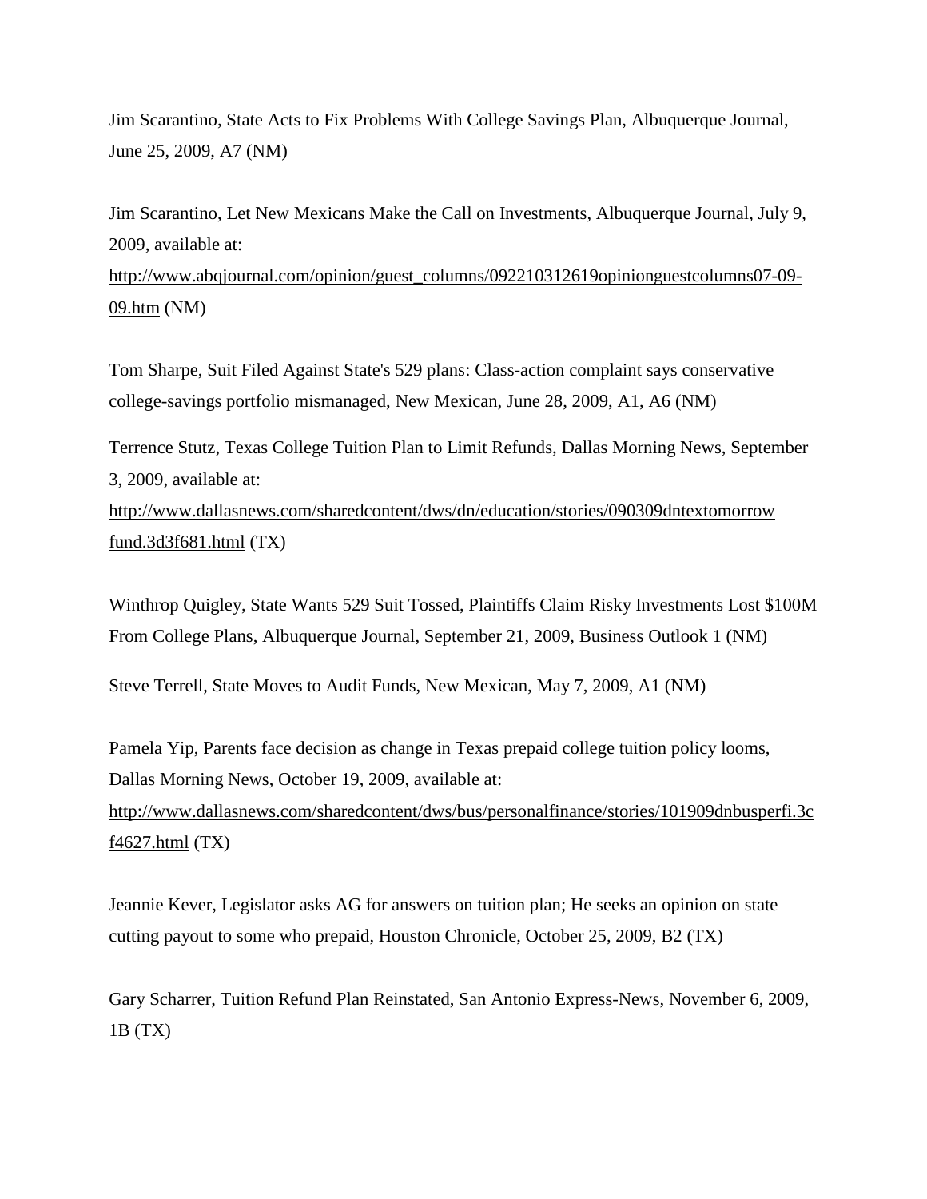Jim Scarantino, State Acts to Fix Problems With College Savings Plan, Albuquerque Journal, June 25, 2009, A7 (NM)

Jim Scarantino, Let New Mexicans Make the Call on Investments, Albuquerque Journal, July 9, 2009, available at: http://www.abqjournal.com/opinion/guest_columns/092210312619opinionguestcolumns07-09-09.htm (NM)

Tom Sharpe, Suit Filed Against State's 529 plans: Class-action complaint says conservative college-savings portfolio mismanaged, New Mexican, June 28, 2009, A1, A6 (NM)

Terrence Stutz, Texas College Tuition Plan to Limit Refunds, Dallas Morning News, September 3, 2009, available at: http://www.dallasnews.com/sharedcontent/dws/dn/education/stories/090309dntextomorrowfund.3d3f681.html (TX)

Winthrop Quigley, State Wants 529 Suit Tossed, Plaintiffs Claim Risky Investments Lost $100M From College Plans, Albuquerque Journal, September 21, 2009, Business Outlook 1 (NM)

Steve Terrell, State Moves to Audit Funds, New Mexican, May 7, 2009, A1 (NM)

Pamela Yip, Parents face decision as change in Texas prepaid college tuition policy looms, Dallas Morning News, October 19, 2009, available at: http://www.dallasnews.com/sharedcontent/dws/bus/personalfinance/stories/101909dnbusperfi.3cf4627.html (TX)

Jeannie Kever, Legislator asks AG for answers on tuition plan; He seeks an opinion on state cutting payout to some who prepaid, Houston Chronicle, October 25, 2009, B2 (TX)

Gary Scharrer, Tuition Refund Plan Reinstated, San Antonio Express-News, November 6, 2009, 1B (TX)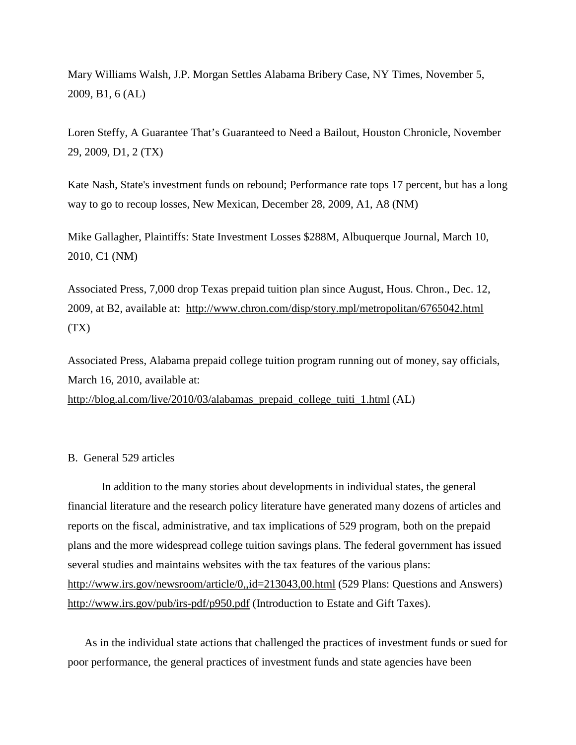Mary Williams Walsh, J.P. Morgan Settles Alabama Bribery Case, NY Times, November 5, 2009, B1, 6 (AL)

Loren Steffy, A Guarantee That's Guaranteed to Need a Bailout, Houston Chronicle, November 29, 2009, D1, 2 (TX)

Kate Nash, State's investment funds on rebound; Performance rate tops 17 percent, but has a long way to go to recoup losses, New Mexican, December 28, 2009, A1, A8 (NM)

Mike Gallagher, Plaintiffs: State Investment Losses $288M, Albuquerque Journal, March 10, 2010, C1 (NM)

Associated Press, 7,000 drop Texas prepaid tuition plan since August, Hous. Chron., Dec. 12, 2009, at B2, available at: http://www.chron.com/disp/story.mpl/metropolitan/6765042.html (TX)

Associated Press, Alabama prepaid college tuition program running out of money, say officials, March 16, 2010, available at: http://blog.al.com/live/2010/03/alabamas_prepaid_college_tuiti_1.html (AL)

B. General 529 articles

In addition to the many stories about developments in individual states, the general financial literature and the research policy literature have generated many dozens of articles and reports on the fiscal, administrative, and tax implications of 529 program, both on the prepaid plans and the more widespread college tuition savings plans. The federal government has issued several studies and maintains websites with the tax features of the various plans: http://www.irs.gov/newsroom/article/0,,id=213043,00.html (529 Plans: Questions and Answers) http://www.irs.gov/pub/irs-pdf/p950.pdf (Introduction to Estate and Gift Taxes).

As in the individual state actions that challenged the practices of investment funds or sued for poor performance, the general practices of investment funds and state agencies have been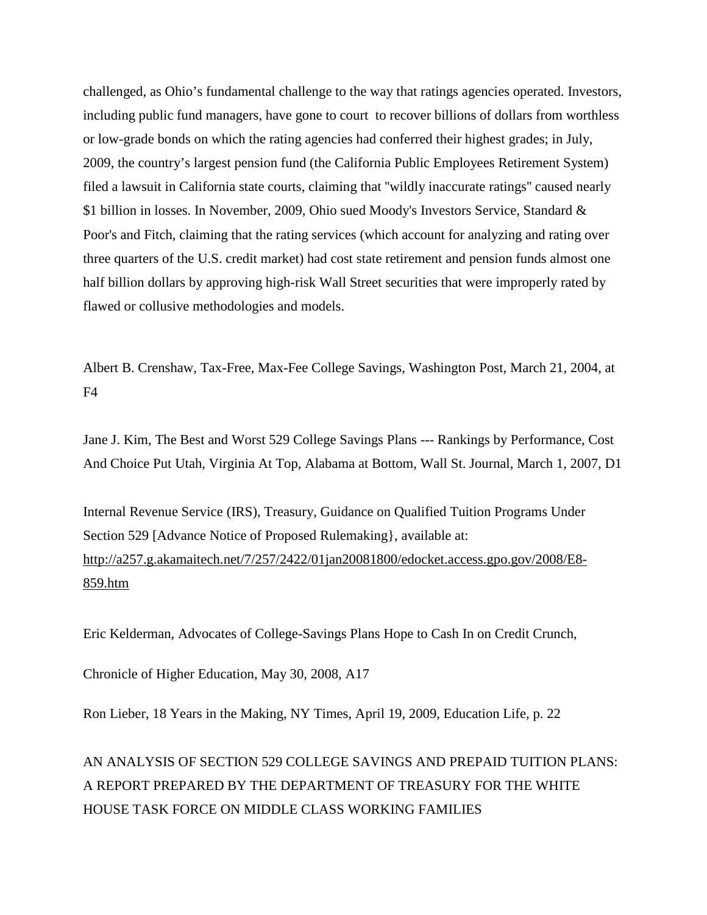challenged, as Ohio's fundamental challenge to the way that ratings agencies operated. Investors, including public fund managers, have gone to court to recover billions of dollars from worthless or low-grade bonds on which the rating agencies had conferred their highest grades; in July, 2009, the country's largest pension fund (the California Public Employees Retirement System) filed a lawsuit in California state courts, claiming that "wildly inaccurate ratings" caused nearly $1 billion in losses. In November, 2009, Ohio sued Moody's Investors Service, Standard & Poor's and Fitch, claiming that the rating services (which account for analyzing and rating over three quarters of the U.S. credit market) had cost state retirement and pension funds almost one half billion dollars by approving high-risk Wall Street securities that were improperly rated by flawed or collusive methodologies and models.

Albert B. Crenshaw, Tax-Free, Max-Fee College Savings, Washington Post, March 21, 2004, at F4

Jane J. Kim, The Best and Worst 529 College Savings Plans --- Rankings by Performance, Cost And Choice Put Utah, Virginia At Top, Alabama at Bottom, Wall St. Journal, March 1, 2007, D1

Internal Revenue Service (IRS), Treasury, Guidance on Qualified Tuition Programs Under Section 529 [Advance Notice of Proposed Rulemaking}, available at: http://a257.g.akamaitech.net/7/257/2422/01jan20081800/edocket.access.gpo.gov/2008/E8-859.htm

Eric Kelderman, Advocates of College-Savings Plans Hope to Cash In on Credit Crunch,

Chronicle of Higher Education, May 30, 2008, A17

Ron Lieber, 18 Years in the Making, NY Times, April 19, 2009, Education Life, p. 22

AN ANALYSIS OF SECTION 529 COLLEGE SAVINGS AND PREPAID TUITION PLANS: A REPORT PREPARED BY THE DEPARTMENT OF TREASURY FOR THE WHITE HOUSE TASK FORCE ON MIDDLE CLASS WORKING FAMILIES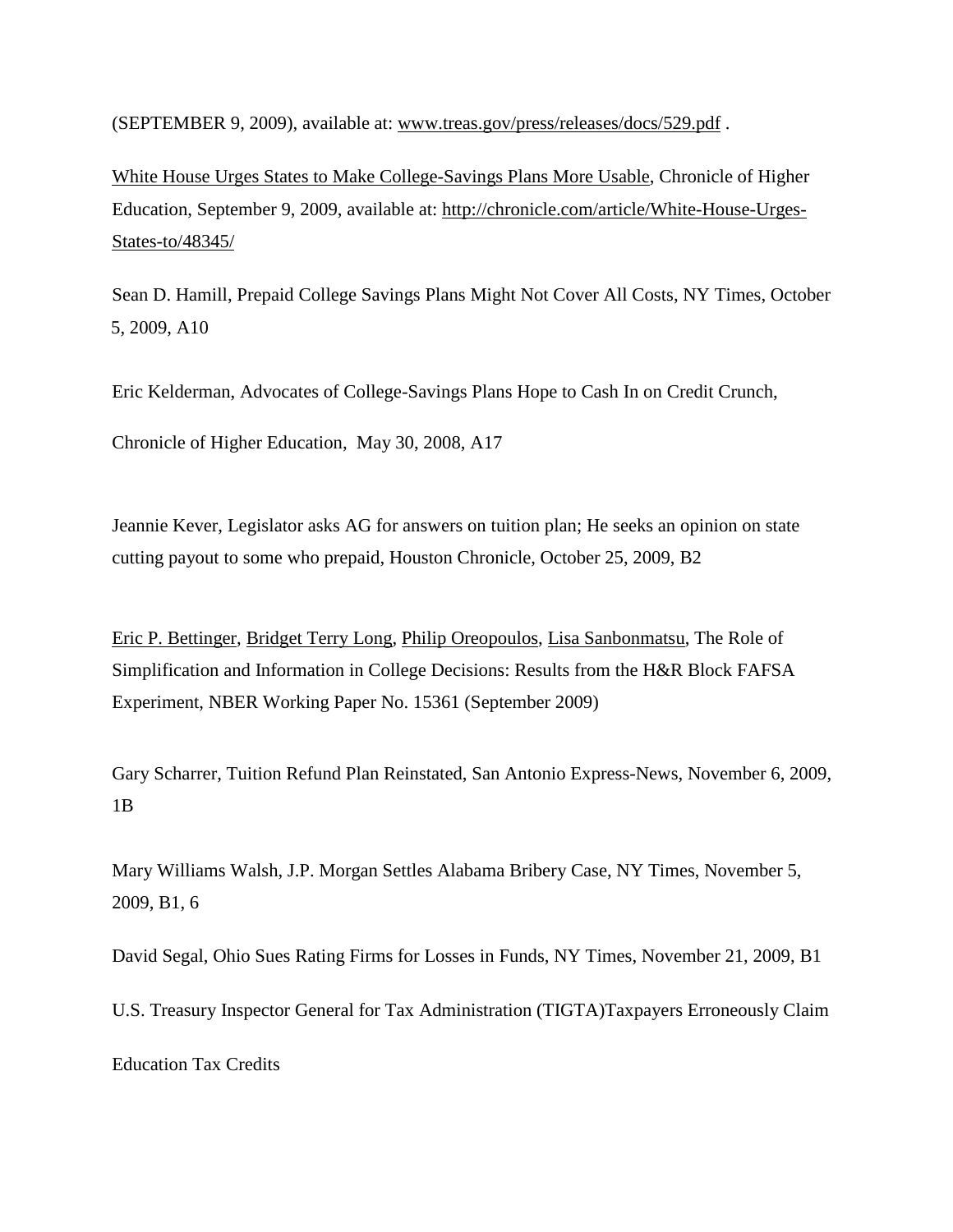(SEPTEMBER 9, 2009), available at: www.treas.gov/press/releases/docs/529.pdf .

White House Urges States to Make College-Savings Plans More Usable, Chronicle of Higher Education, September 9, 2009, available at: http://chronicle.com/article/White-House-Urges-States-to/48345/

Sean D. Hamill, Prepaid College Savings Plans Might Not Cover All Costs, NY Times, October 5, 2009, A10

Eric Kelderman, Advocates of College-Savings Plans Hope to Cash In on Credit Crunch, Chronicle of Higher Education, May 30, 2008, A17

Jeannie Kever, Legislator asks AG for answers on tuition plan; He seeks an opinion on state cutting payout to some who prepaid, Houston Chronicle, October 25, 2009, B2

Eric P. Bettinger, Bridget Terry Long, Philip Oreopoulos, Lisa Sanbonmatsu, The Role of Simplification and Information in College Decisions: Results from the H&R Block FAFSA Experiment, NBER Working Paper No. 15361 (September 2009)

Gary Scharrer, Tuition Refund Plan Reinstated, San Antonio Express-News, November 6, 2009, 1B

Mary Williams Walsh, J.P. Morgan Settles Alabama Bribery Case, NY Times, November 5, 2009, B1, 6

David Segal, Ohio Sues Rating Firms for Losses in Funds, NY Times, November 21, 2009, B1

U.S. Treasury Inspector General for Tax Administration (TIGTA)Taxpayers Erroneously Claim Education Tax Credits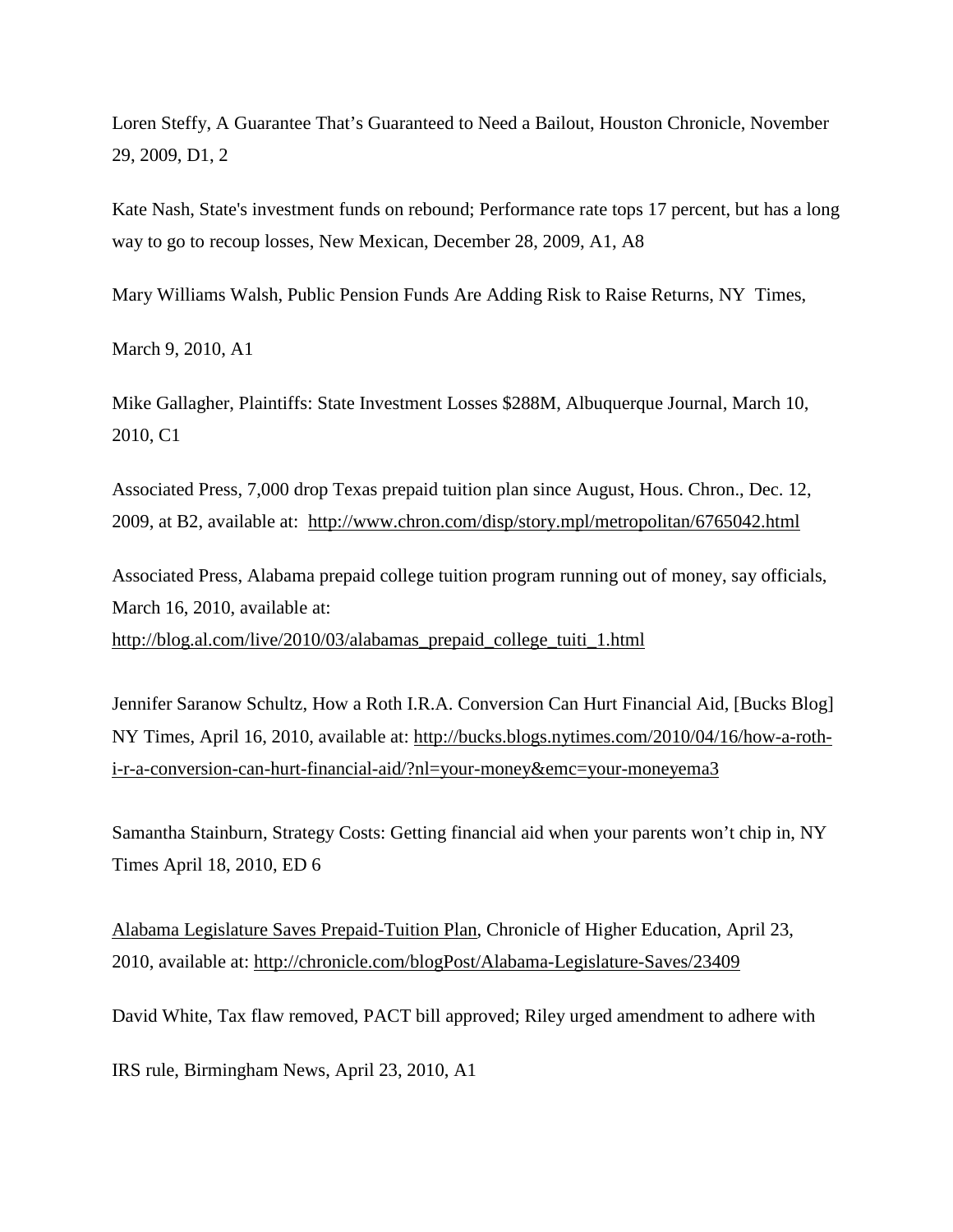Loren Steffy, A Guarantee That's Guaranteed to Need a Bailout, Houston Chronicle, November 29, 2009, D1, 2

Kate Nash, State's investment funds on rebound; Performance rate tops 17 percent, but has a long way to go to recoup losses, New Mexican, December 28, 2009, A1, A8

Mary Williams Walsh, Public Pension Funds Are Adding Risk to Raise Returns, NY Times,

March 9, 2010, A1

Mike Gallagher, Plaintiffs: State Investment Losses $288M, Albuquerque Journal, March 10, 2010, C1

Associated Press, 7,000 drop Texas prepaid tuition plan since August, Hous. Chron., Dec. 12, 2009, at B2, available at: http://www.chron.com/disp/story.mpl/metropolitan/6765042.html

Associated Press, Alabama prepaid college tuition program running out of money, say officials, March 16, 2010, available at: http://blog.al.com/live/2010/03/alabamas_prepaid_college_tuiti_1.html

Jennifer Saranow Schultz, How a Roth I.R.A. Conversion Can Hurt Financial Aid, [Bucks Blog] NY Times, April 16, 2010, available at: http://bucks.blogs.nytimes.com/2010/04/16/how-a-roth-i-r-a-conversion-can-hurt-financial-aid/?nl=your-money&emc=your-moneyema3

Samantha Stainburn, Strategy Costs: Getting financial aid when your parents won't chip in, NY Times April 18, 2010, ED 6

Alabama Legislature Saves Prepaid-Tuition Plan, Chronicle of Higher Education, April 23, 2010, available at: http://chronicle.com/blogPost/Alabama-Legislature-Saves/23409

David White, Tax flaw removed, PACT bill approved; Riley urged amendment to adhere with

IRS rule, Birmingham News, April 23, 2010, A1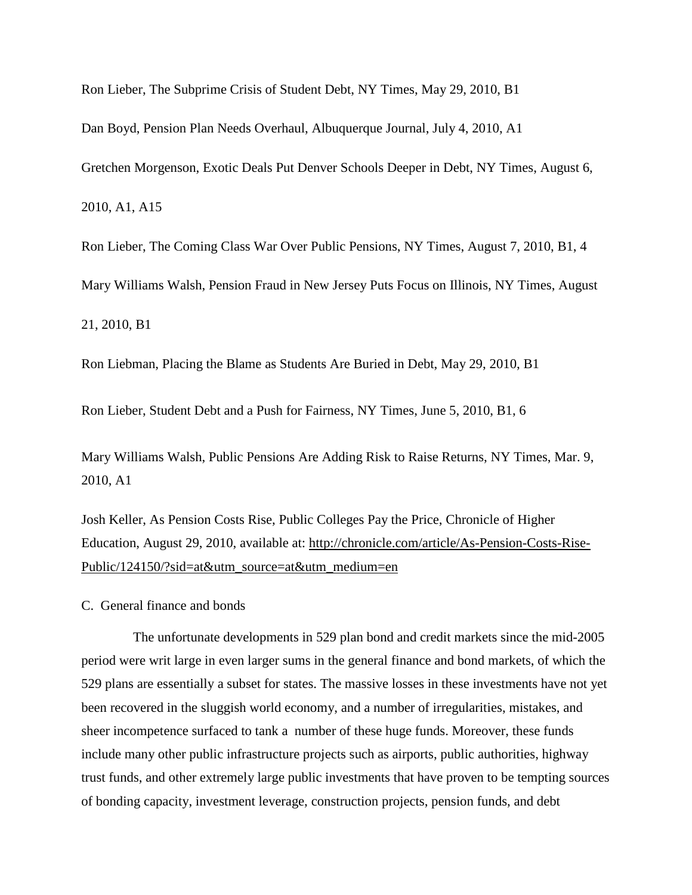Ron Lieber, The Subprime Crisis of Student Debt, NY Times, May 29, 2010, B1

Dan Boyd, Pension Plan Needs Overhaul, Albuquerque Journal, July 4, 2010, A1

Gretchen Morgenson, Exotic Deals Put Denver Schools Deeper in Debt, NY Times, August 6, 2010, A1, A15

Ron Lieber, The Coming Class War Over Public Pensions, NY Times, August 7, 2010, B1, 4

Mary Williams Walsh, Pension Fraud in New Jersey Puts Focus on Illinois, NY Times, August 21, 2010, B1

Ron Liebman, Placing the Blame as Students Are Buried in Debt, May 29, 2010, B1

Ron Lieber, Student Debt and a Push for Fairness, NY Times, June 5, 2010, B1, 6

Mary Williams Walsh, Public Pensions Are Adding Risk to Raise Returns, NY Times, Mar. 9, 2010, A1

Josh Keller, As Pension Costs Rise, Public Colleges Pay the Price, Chronicle of Higher Education, August 29, 2010, available at: http://chronicle.com/article/As-Pension-Costs-Rise-Public/124150/?sid=at&utm_source=at&utm_medium=en

C. General finance and bonds

The unfortunate developments in 529 plan bond and credit markets since the mid-2005 period were writ large in even larger sums in the general finance and bond markets, of which the 529 plans are essentially a subset for states. The massive losses in these investments have not yet been recovered in the sluggish world economy, and a number of irregularities, mistakes, and sheer incompetence surfaced to tank a number of these huge funds. Moreover, these funds include many other public infrastructure projects such as airports, public authorities, highway trust funds, and other extremely large public investments that have proven to be tempting sources of bonding capacity, investment leverage, construction projects, pension funds, and debt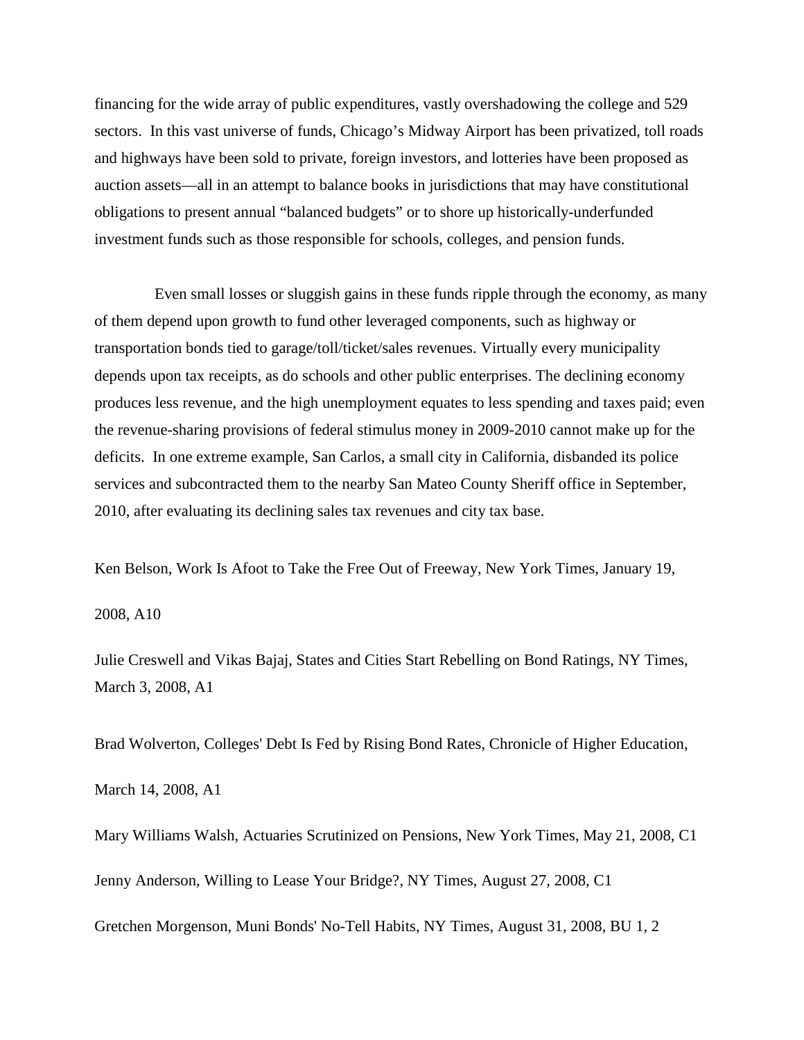financing for the wide array of public expenditures, vastly overshadowing the college and 529 sectors. In this vast universe of funds, Chicago's Midway Airport has been privatized, toll roads and highways have been sold to private, foreign investors, and lotteries have been proposed as auction assets—all in an attempt to balance books in jurisdictions that may have constitutional obligations to present annual "balanced budgets" or to shore up historically-underfunded investment funds such as those responsible for schools, colleges, and pension funds.

Even small losses or sluggish gains in these funds ripple through the economy, as many of them depend upon growth to fund other leveraged components, such as highway or transportation bonds tied to garage/toll/ticket/sales revenues. Virtually every municipality depends upon tax receipts, as do schools and other public enterprises. The declining economy produces less revenue, and the high unemployment equates to less spending and taxes paid; even the revenue-sharing provisions of federal stimulus money in 2009-2010 cannot make up for the deficits. In one extreme example, San Carlos, a small city in California, disbanded its police services and subcontracted them to the nearby San Mateo County Sheriff office in September, 2010, after evaluating its declining sales tax revenues and city tax base.

Ken Belson, Work Is Afoot to Take the Free Out of Freeway, New York Times, January 19, 2008, A10

Julie Creswell and Vikas Bajaj, States and Cities Start Rebelling on Bond Ratings, NY Times, March 3, 2008, A1

Brad Wolverton, Colleges' Debt Is Fed by Rising Bond Rates, Chronicle of Higher Education, March 14, 2008, A1

Mary Williams Walsh, Actuaries Scrutinized on Pensions, New York Times, May 21, 2008, C1

Jenny Anderson, Willing to Lease Your Bridge?, NY Times, August 27, 2008, C1

Gretchen Morgenson, Muni Bonds' No-Tell Habits, NY Times, August 31, 2008, BU 1, 2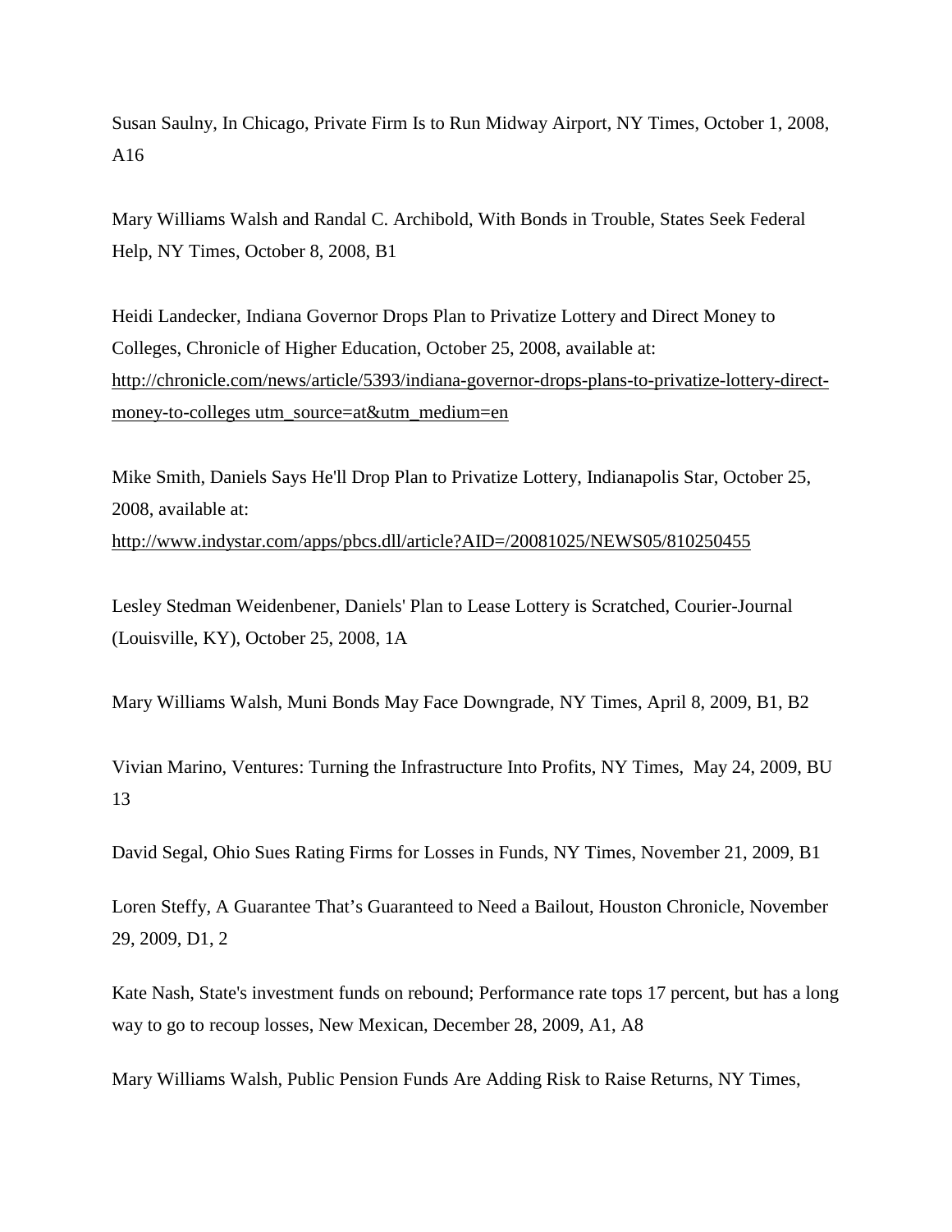Susan Saulny, In Chicago, Private Firm Is to Run Midway Airport, NY Times, October 1, 2008, A16

Mary Williams Walsh and Randal C. Archibold, With Bonds in Trouble, States Seek Federal Help, NY Times, October 8, 2008, B1

Heidi Landecker, Indiana Governor Drops Plan to Privatize Lottery and Direct Money to Colleges, Chronicle of Higher Education, October 25, 2008, available at: http://chronicle.com/news/article/5393/indiana-governor-drops-plans-to-privatize-lottery-direct-money-to-colleges utm_source=at&utm_medium=en

Mike Smith, Daniels Says He'll Drop Plan to Privatize Lottery, Indianapolis Star, October 25, 2008, available at: http://www.indystar.com/apps/pbcs.dll/article?AID=/20081025/NEWS05/810250455

Lesley Stedman Weidenbener, Daniels' Plan to Lease Lottery is Scratched, Courier-Journal (Louisville, KY), October 25, 2008, 1A

Mary Williams Walsh, Muni Bonds May Face Downgrade, NY Times, April 8, 2009, B1, B2

Vivian Marino, Ventures: Turning the Infrastructure Into Profits, NY Times, May 24, 2009, BU 13

David Segal, Ohio Sues Rating Firms for Losses in Funds, NY Times, November 21, 2009, B1

Loren Steffy, A Guarantee That's Guaranteed to Need a Bailout, Houston Chronicle, November 29, 2009, D1, 2

Kate Nash, State's investment funds on rebound; Performance rate tops 17 percent, but has a long way to go to recoup losses, New Mexican, December 28, 2009, A1, A8

Mary Williams Walsh, Public Pension Funds Are Adding Risk to Raise Returns, NY Times,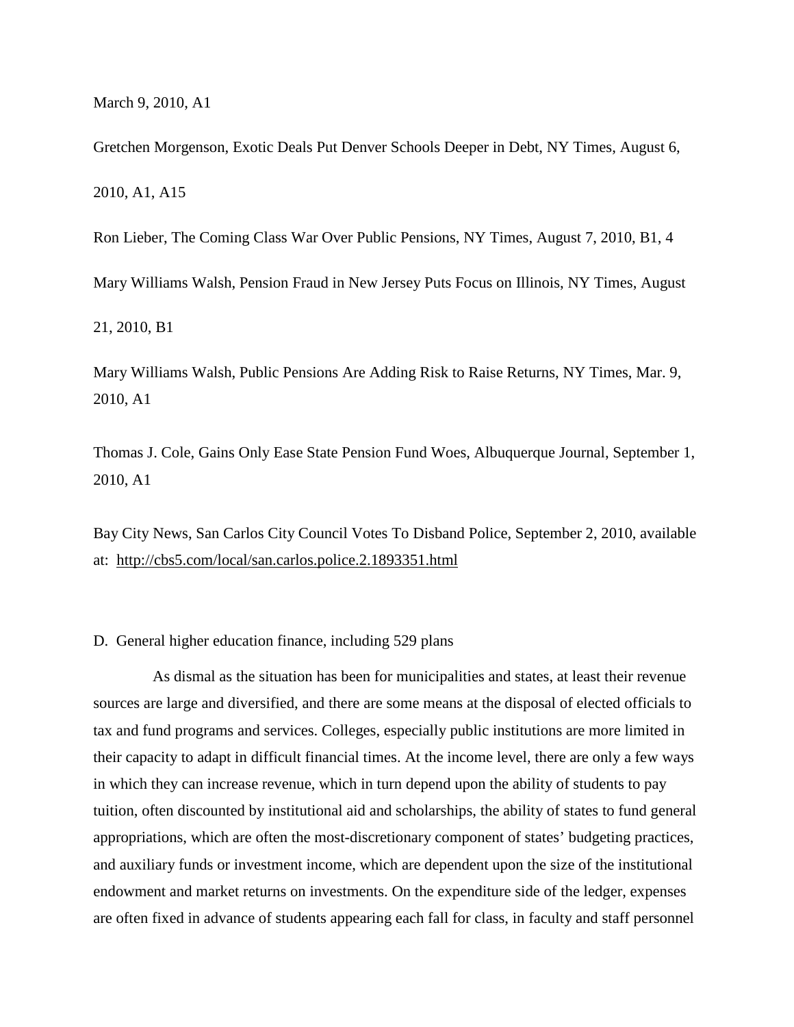March 9, 2010, A1

Gretchen Morgenson, Exotic Deals Put Denver Schools Deeper in Debt, NY Times, August 6, 2010, A1, A15

Ron Lieber, The Coming Class War Over Public Pensions, NY Times, August 7, 2010, B1, 4

Mary Williams Walsh, Pension Fraud in New Jersey Puts Focus on Illinois, NY Times, August 21, 2010, B1

Mary Williams Walsh, Public Pensions Are Adding Risk to Raise Returns, NY Times, Mar. 9, 2010, A1

Thomas J. Cole, Gains Only Ease State Pension Fund Woes, Albuquerque Journal, September 1, 2010, A1

Bay City News, San Carlos City Council Votes To Disband Police, September 2, 2010, available at: http://cbs5.com/local/san.carlos.police.2.1893351.html

D. General higher education finance, including 529 plans

As dismal as the situation has been for municipalities and states, at least their revenue sources are large and diversified, and there are some means at the disposal of elected officials to tax and fund programs and services. Colleges, especially public institutions are more limited in their capacity to adapt in difficult financial times. At the income level, there are only a few ways in which they can increase revenue, which in turn depend upon the ability of students to pay tuition, often discounted by institutional aid and scholarships, the ability of states to fund general appropriations, which are often the most-discretionary component of states' budgeting practices, and auxiliary funds or investment income, which are dependent upon the size of the institutional endowment and market returns on investments. On the expenditure side of the ledger, expenses are often fixed in advance of students appearing each fall for class, in faculty and staff personnel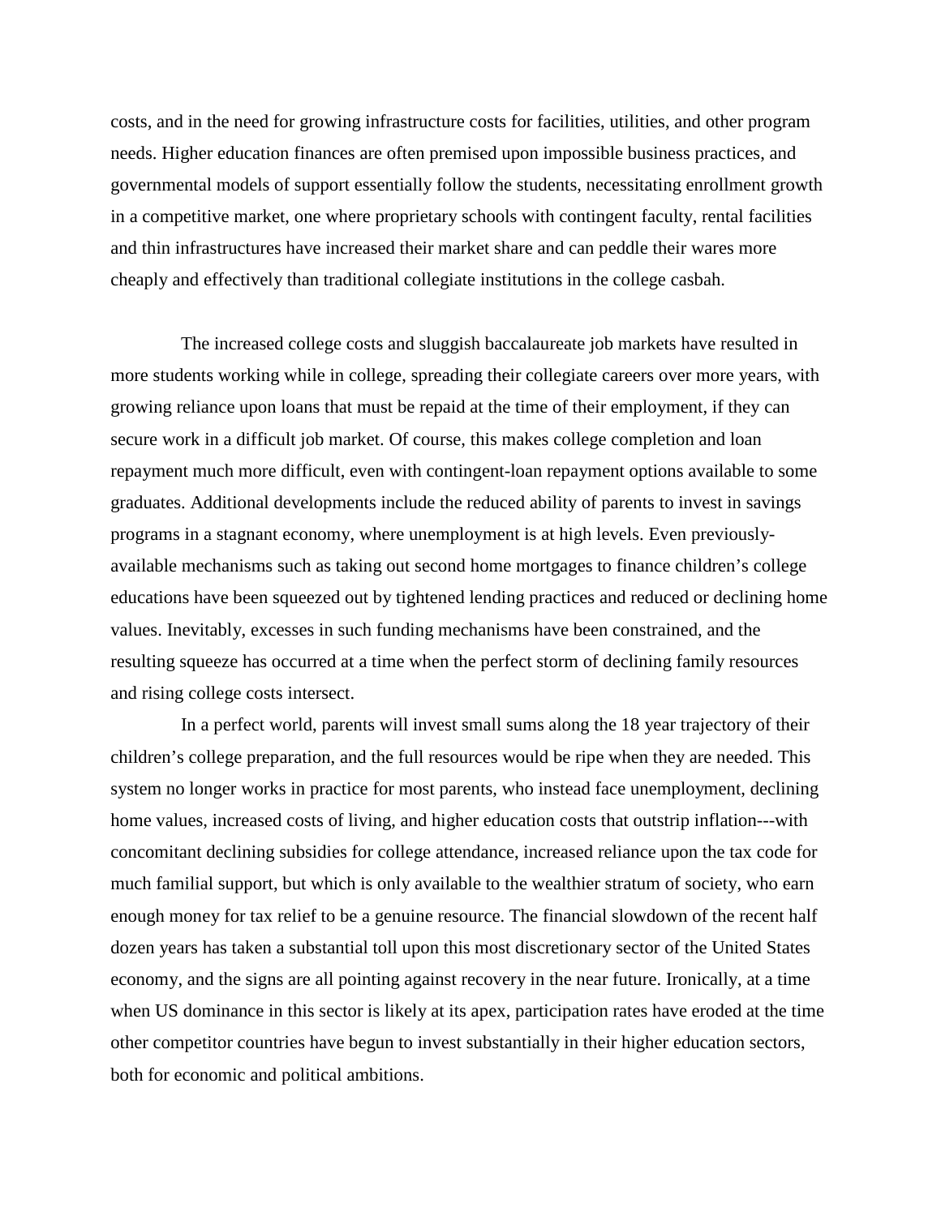costs, and in the need for growing infrastructure costs for facilities, utilities, and other program needs. Higher education finances are often premised upon impossible business practices, and governmental models of support essentially follow the students, necessitating enrollment growth in a competitive market, one where proprietary schools with contingent faculty, rental facilities and thin infrastructures have increased their market share and can peddle their wares more cheaply and effectively than traditional collegiate institutions in the college casbah.

The increased college costs and sluggish baccalaureate job markets have resulted in more students working while in college, spreading their collegiate careers over more years, with growing reliance upon loans that must be repaid at the time of their employment, if they can secure work in a difficult job market. Of course, this makes college completion and loan repayment much more difficult, even with contingent-loan repayment options available to some graduates. Additional developments include the reduced ability of parents to invest in savings programs in a stagnant economy, where unemployment is at high levels. Even previously-available mechanisms such as taking out second home mortgages to finance children's college educations have been squeezed out by tightened lending practices and reduced or declining home values. Inevitably, excesses in such funding mechanisms have been constrained, and the resulting squeeze has occurred at a time when the perfect storm of declining family resources and rising college costs intersect.

In a perfect world, parents will invest small sums along the 18 year trajectory of their children's college preparation, and the full resources would be ripe when they are needed. This system no longer works in practice for most parents, who instead face unemployment, declining home values, increased costs of living, and higher education costs that outstrip inflation---with concomitant declining subsidies for college attendance, increased reliance upon the tax code for much familial support, but which is only available to the wealthier stratum of society, who earn enough money for tax relief to be a genuine resource. The financial slowdown of the recent half dozen years has taken a substantial toll upon this most discretionary sector of the United States economy, and the signs are all pointing against recovery in the near future. Ironically, at a time when US dominance in this sector is likely at its apex, participation rates have eroded at the time other competitor countries have begun to invest substantially in their higher education sectors, both for economic and political ambitions.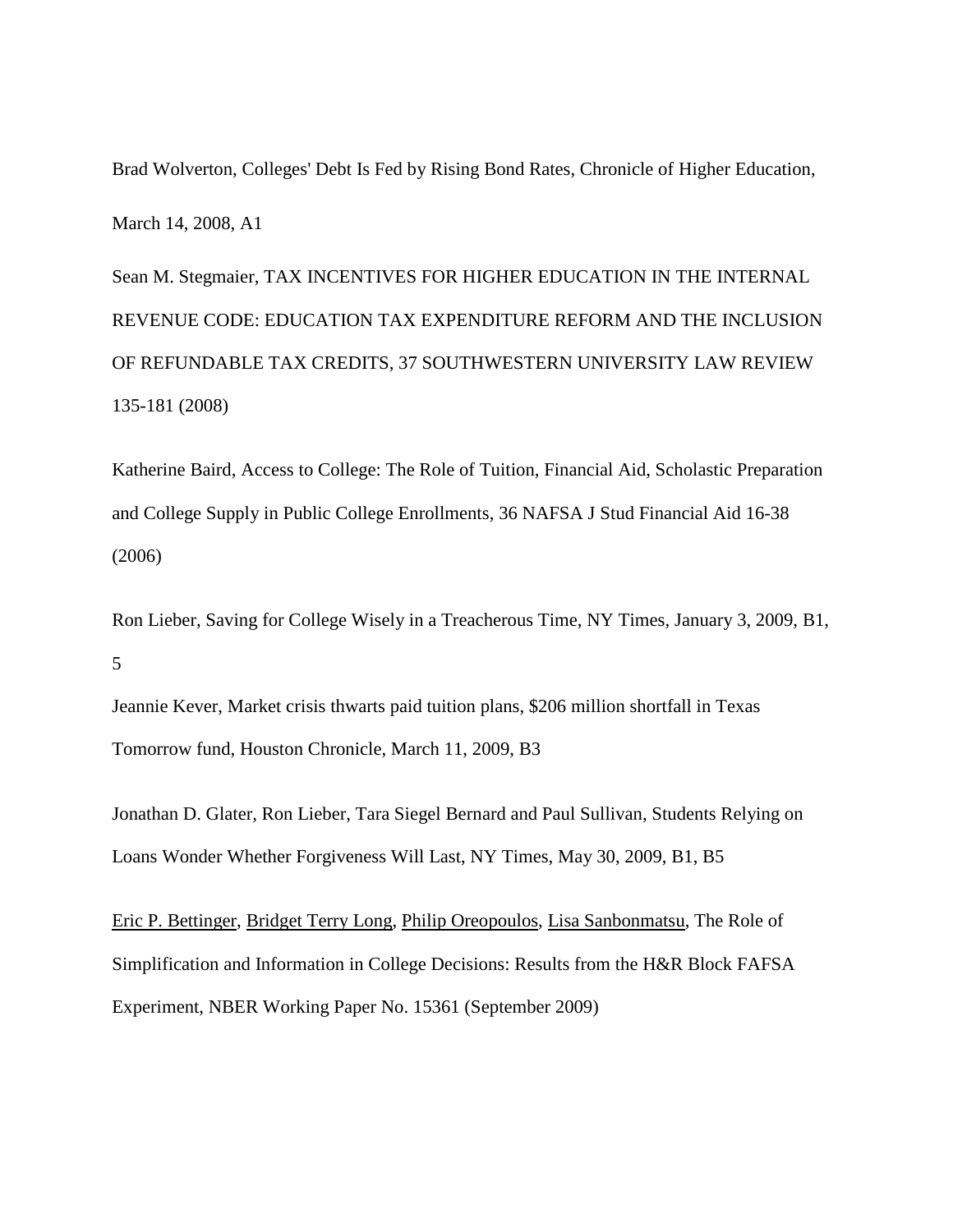Brad Wolverton, Colleges' Debt Is Fed by Rising Bond Rates, Chronicle of Higher Education, March 14, 2008, A1

Sean M. Stegmaier, TAX INCENTIVES FOR HIGHER EDUCATION IN THE INTERNAL REVENUE CODE: EDUCATION TAX EXPENDITURE REFORM AND THE INCLUSION OF REFUNDABLE TAX CREDITS, 37 SOUTHWESTERN UNIVERSITY LAW REVIEW 135-181 (2008)

Katherine Baird, Access to College: The Role of Tuition, Financial Aid, Scholastic Preparation and College Supply in Public College Enrollments, 36 NAFSA J Stud Financial Aid 16-38 (2006)

Ron Lieber, Saving for College Wisely in a Treacherous Time, NY Times, January 3, 2009, B1, 5

Jeannie Kever, Market crisis thwarts paid tuition plans, $206 million shortfall in Texas Tomorrow fund, Houston Chronicle, March 11, 2009, B3

Jonathan D. Glater, Ron Lieber, Tara Siegel Bernard and Paul Sullivan, Students Relying on Loans Wonder Whether Forgiveness Will Last, NY Times, May 30, 2009, B1, B5

Eric P. Bettinger, Bridget Terry Long, Philip Oreopoulos, Lisa Sanbonmatsu, The Role of Simplification and Information in College Decisions: Results from the H&R Block FAFSA Experiment, NBER Working Paper No. 15361 (September 2009)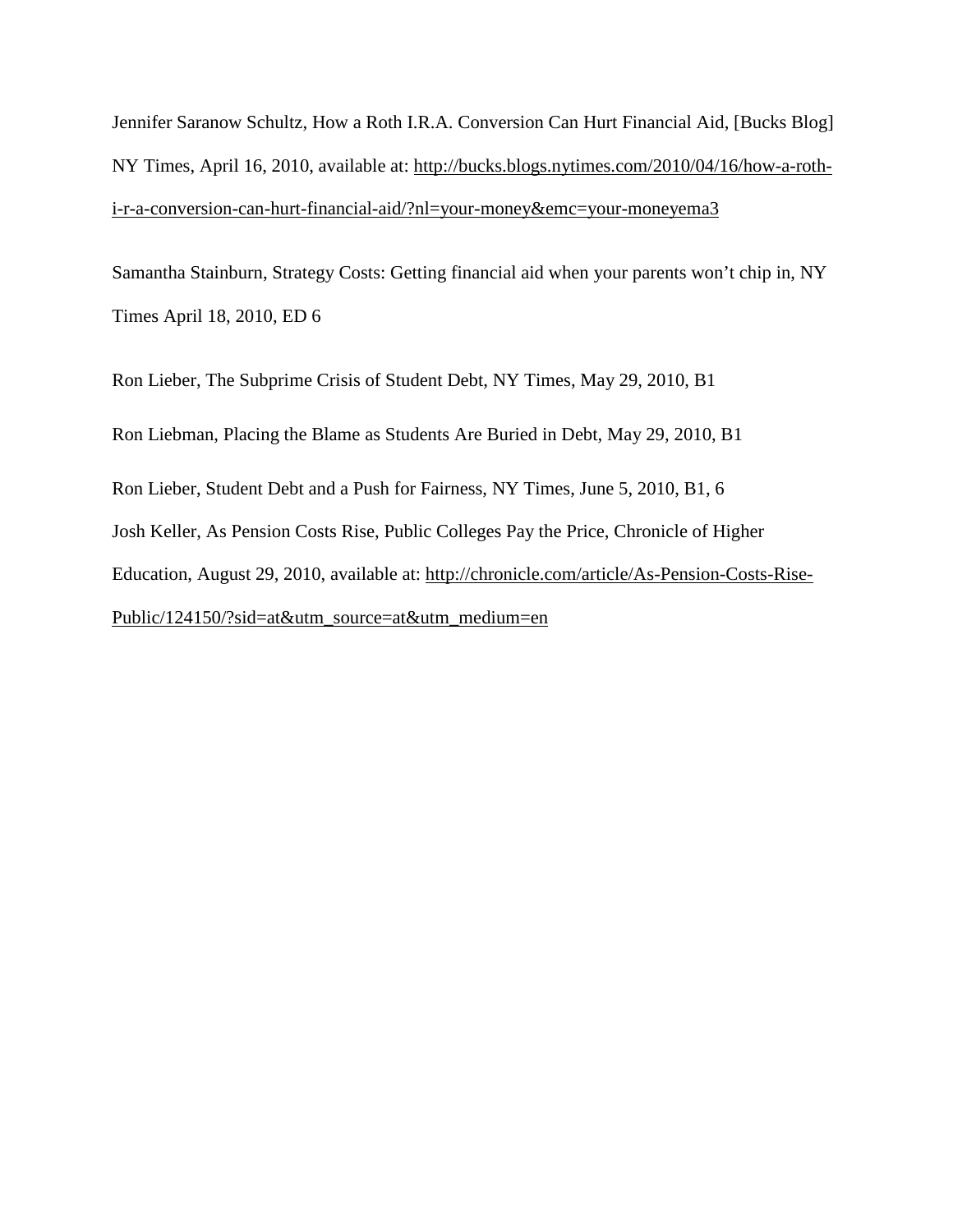Jennifer Saranow Schultz, How a Roth I.R.A. Conversion Can Hurt Financial Aid, [Bucks Blog] NY Times, April 16, 2010, available at: http://bucks.blogs.nytimes.com/2010/04/16/how-a-roth-i-r-a-conversion-can-hurt-financial-aid/?nl=your-money&emc=your-moneyema3

Samantha Stainburn, Strategy Costs: Getting financial aid when your parents won't chip in, NY Times April 18, 2010, ED 6

Ron Lieber, The Subprime Crisis of Student Debt, NY Times, May 29, 2010, B1

Ron Liebman, Placing the Blame as Students Are Buried in Debt, May 29, 2010, B1

Ron Lieber, Student Debt and a Push for Fairness, NY Times, June 5, 2010, B1, 6

Josh Keller, As Pension Costs Rise, Public Colleges Pay the Price, Chronicle of Higher Education, August 29, 2010, available at: http://chronicle.com/article/As-Pension-Costs-Rise-Public/124150/?sid=at&utm_source=at&utm_medium=en